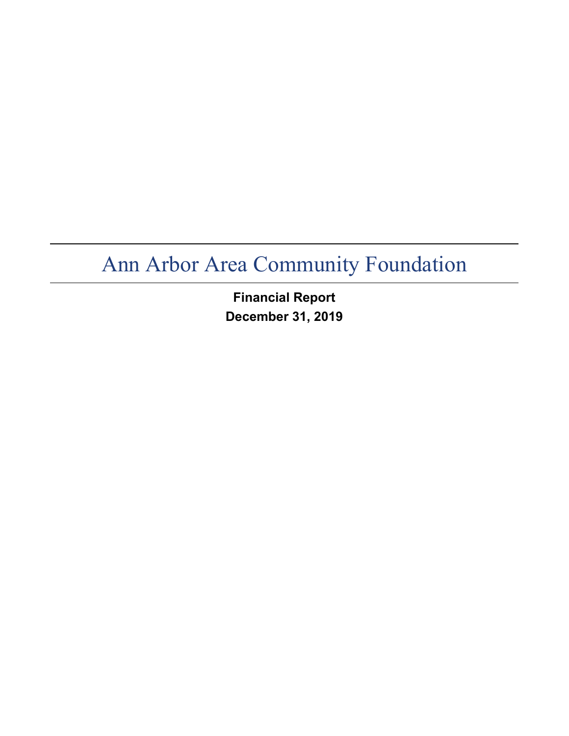# Ann Arbor Area Community Foundation

**Financial Report**

**December 31, 2019**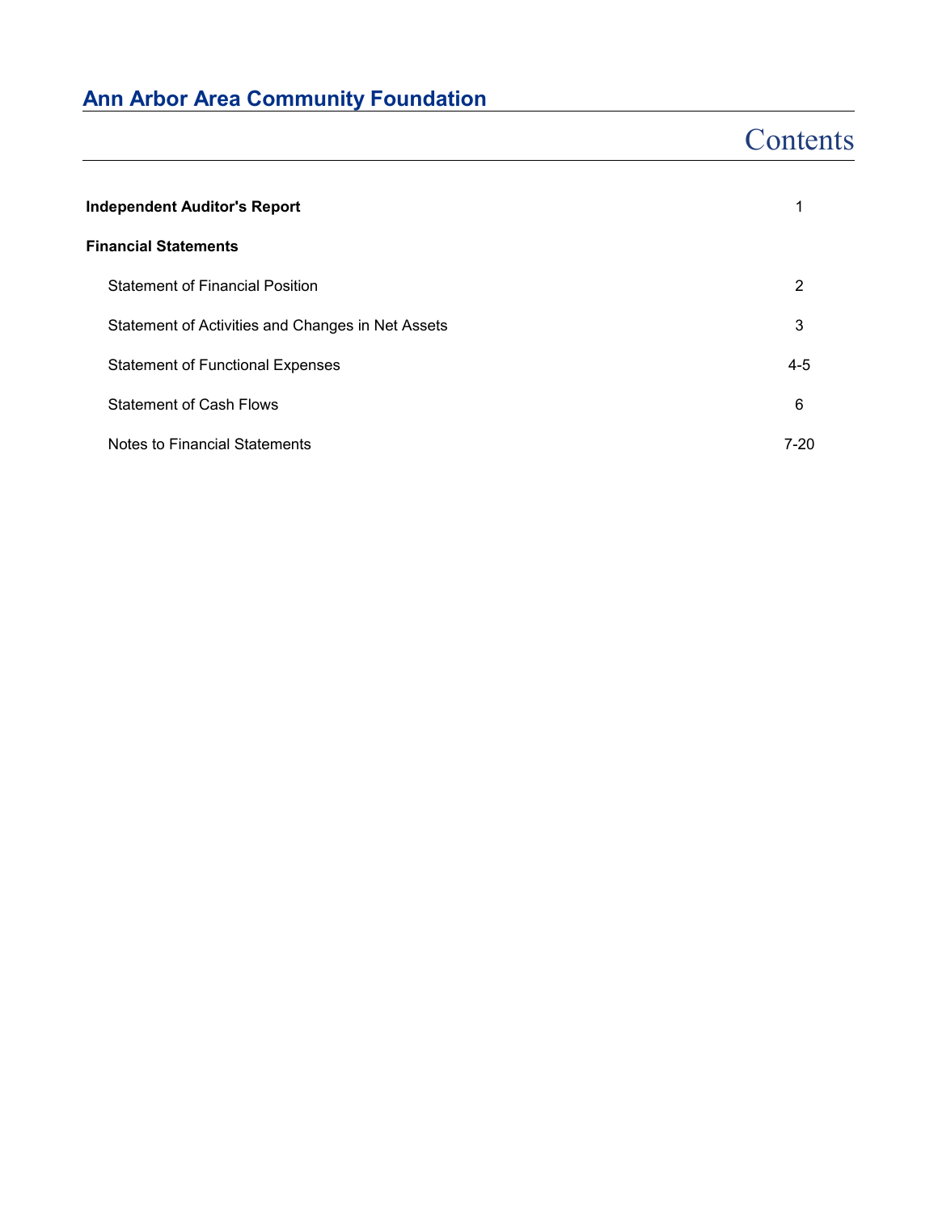# Ann Arbor Area Community Foundation

## Contents

| | |
|---|---|
| **Independent Auditor's Report** | 1 |
| **Financial Statements** | |
| Statement of Financial Position | 2 |
| Statement of Activities and Changes in Net Assets | 3 |
| Statement of Functional Expenses | 4-5 |
| Statement of Cash Flows | 6 |
| Notes to Financial Statements | 7-20 |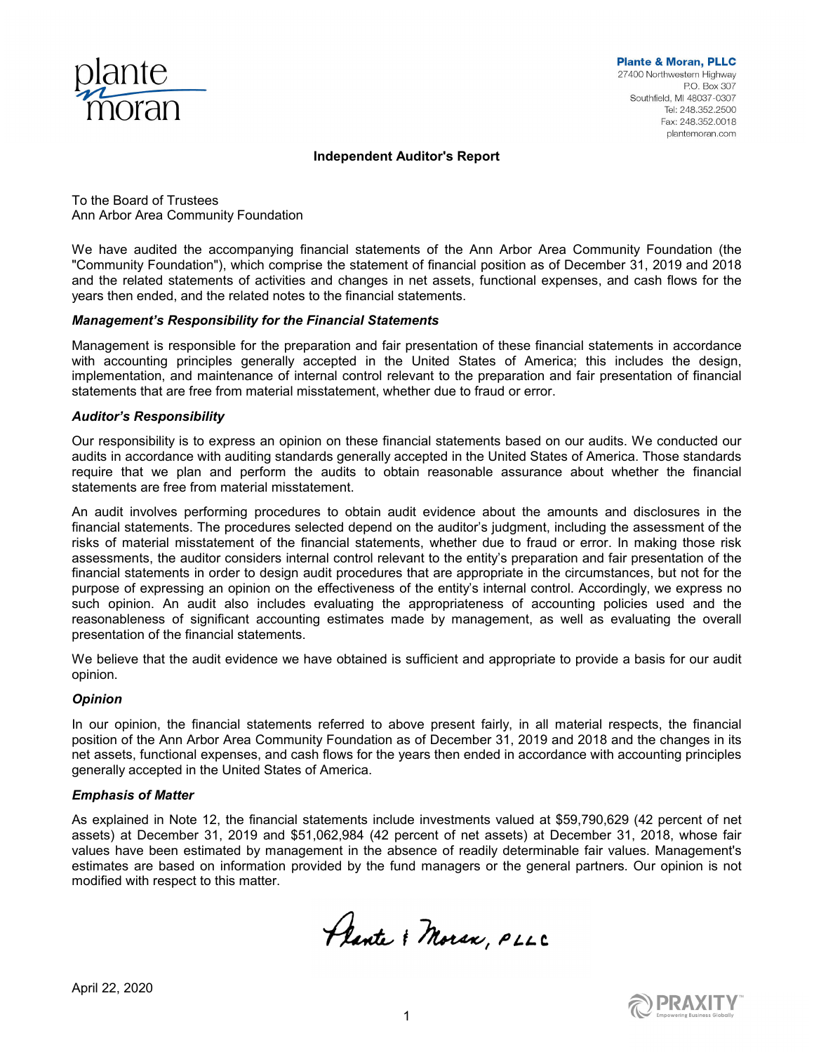**Plante & Moran, PLLC**
27400 Northwestern Highway
P.O. Box 307
Southfield, MI 48037-0307
Tel: 248.352.2500
Fax: 248.352.0018
plantemoran.com

## Independent Auditor's Report

To the Board of Trustees
Ann Arbor Area Community Foundation

We have audited the accompanying financial statements of the Ann Arbor Area Community Foundation (the "Community Foundation"), which comprise the statement of financial position as of December 31, 2019 and 2018 and the related statements of activities and changes in net assets, functional expenses, and cash flows for the years then ended, and the related notes to the financial statements.

### *Management's Responsibility for the Financial Statements*

Management is responsible for the preparation and fair presentation of these financial statements in accordance with accounting principles generally accepted in the United States of America; this includes the design, implementation, and maintenance of internal control relevant to the preparation and fair presentation of financial statements that are free from material misstatement, whether due to fraud or error.

### *Auditor's Responsibility*

Our responsibility is to express an opinion on these financial statements based on our audits. We conducted our audits in accordance with auditing standards generally accepted in the United States of America. Those standards require that we plan and perform the audits to obtain reasonable assurance about whether the financial statements are free from material misstatement.

An audit involves performing procedures to obtain audit evidence about the amounts and disclosures in the financial statements. The procedures selected depend on the auditor's judgment, including the assessment of the risks of material misstatement of the financial statements, whether due to fraud or error. In making those risk assessments, the auditor considers internal control relevant to the entity's preparation and fair presentation of the financial statements in order to design audit procedures that are appropriate in the circumstances, but not for the purpose of expressing an opinion on the effectiveness of the entity's internal control. Accordingly, we express no such opinion. An audit also includes evaluating the appropriateness of accounting policies used and the reasonableness of significant accounting estimates made by management, as well as evaluating the overall presentation of the financial statements.

We believe that the audit evidence we have obtained is sufficient and appropriate to provide a basis for our audit opinion.

### *Opinion*

In our opinion, the financial statements referred to above present fairly, in all material respects, the financial position of the Ann Arbor Area Community Foundation as of December 31, 2019 and 2018 and the changes in its net assets, functional expenses, and cash flows for the years then ended in accordance with accounting principles generally accepted in the United States of America.

### *Emphasis of Matter*

As explained in Note 12, the financial statements include investments valued at $59,790,629 (42 percent of net assets) at December 31, 2019 and $51,062,984 (42 percent of net assets) at December 31, 2018, whose fair values have been estimated by management in the absence of readily determinable fair values. Management's estimates are based on information provided by the fund managers or the general partners. Our opinion is not modified with respect to this matter.

Plante & Moran, PLLC

April 22, 2020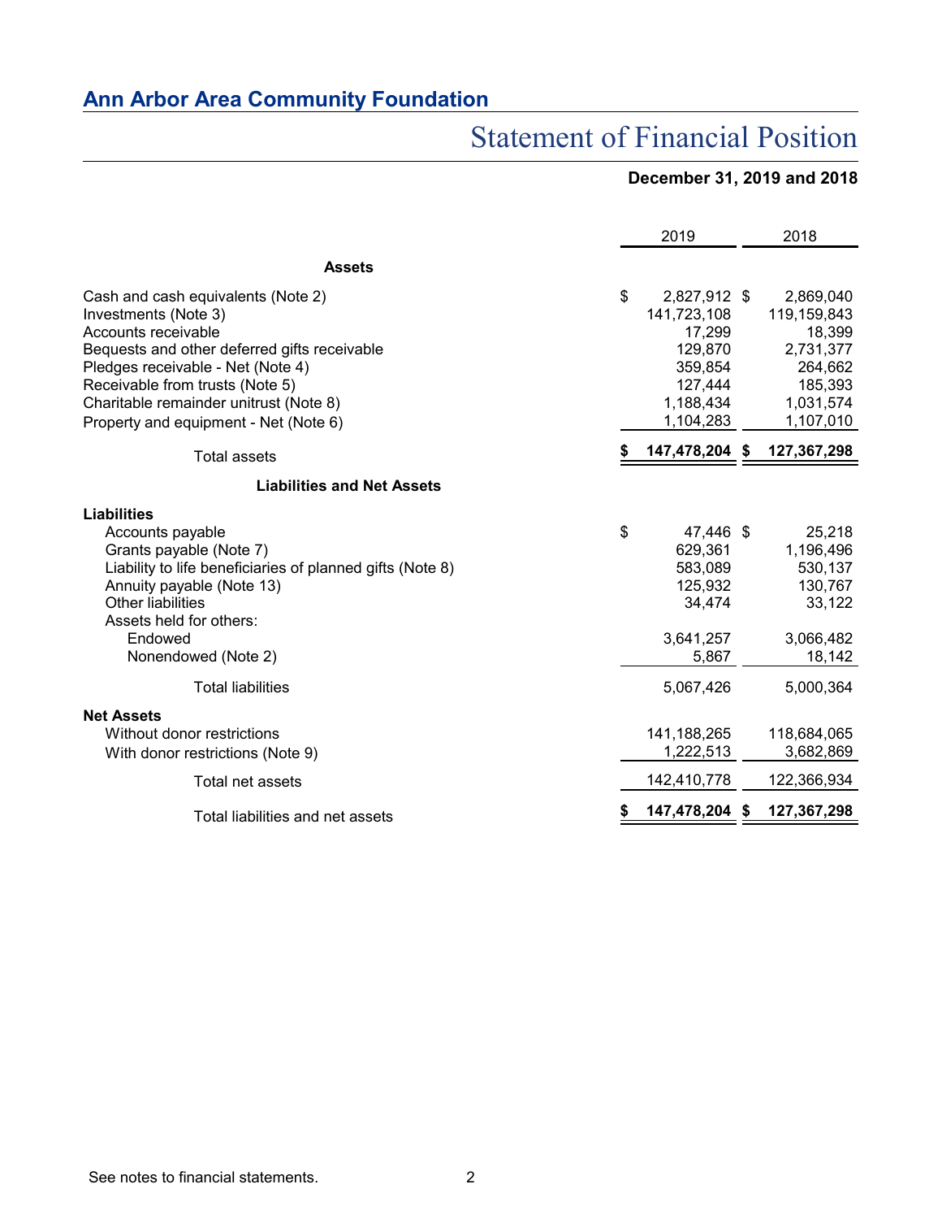# Ann Arbor Area Community Foundation

## Statement of Financial Position

**December 31, 2019 and 2018**

| | 2019 | 2018 |
|---|---|---|
| **Assets** | | |
| Cash and cash equivalents (Note 2) | $ 2,827,912 | $ 2,869,040 |
| Investments (Note 3) | 141,723,108 | 119,159,843 |
| Accounts receivable | 17,299 | 18,399 |
| Bequests and other deferred gifts receivable | 129,870 | 2,731,377 |
| Pledges receivable - Net (Note 4) | 359,854 | 264,662 |
| Receivable from trusts (Note 5) | 127,444 | 185,393 |
| Charitable remainder unitrust (Note 8) | 1,188,434 | 1,031,574 |
| Property and equipment - Net (Note 6) | 1,104,283 | 1,107,010 |
| Total assets | **$ 147,478,204** | **$ 127,367,298** |
| **Liabilities and Net Assets** | | |
| **Liabilities** | | |
| Accounts payable | $ 47,446 | $ 25,218 |
| Grants payable (Note 7) | 629,361 | 1,196,496 |
| Liability to life beneficiaries of planned gifts (Note 8) | 583,089 | 530,137 |
| Annuity payable (Note 13) | 125,932 | 130,767 |
| Other liabilities | 34,474 | 33,122 |
| Assets held for others: | | |
| Endowed | 3,641,257 | 3,066,482 |
| Nonendowed (Note 2) | 5,867 | 18,142 |
| Total liabilities | 5,067,426 | 5,000,364 |
| **Net Assets** | | |
| Without donor restrictions | 141,188,265 | 118,684,065 |
| With donor restrictions (Note 9) | 1,222,513 | 3,682,869 |
| Total net assets | 142,410,778 | 122,366,934 |
| Total liabilities and net assets | **$ 147,478,204** | **$ 127,367,298** |

See notes to financial statements.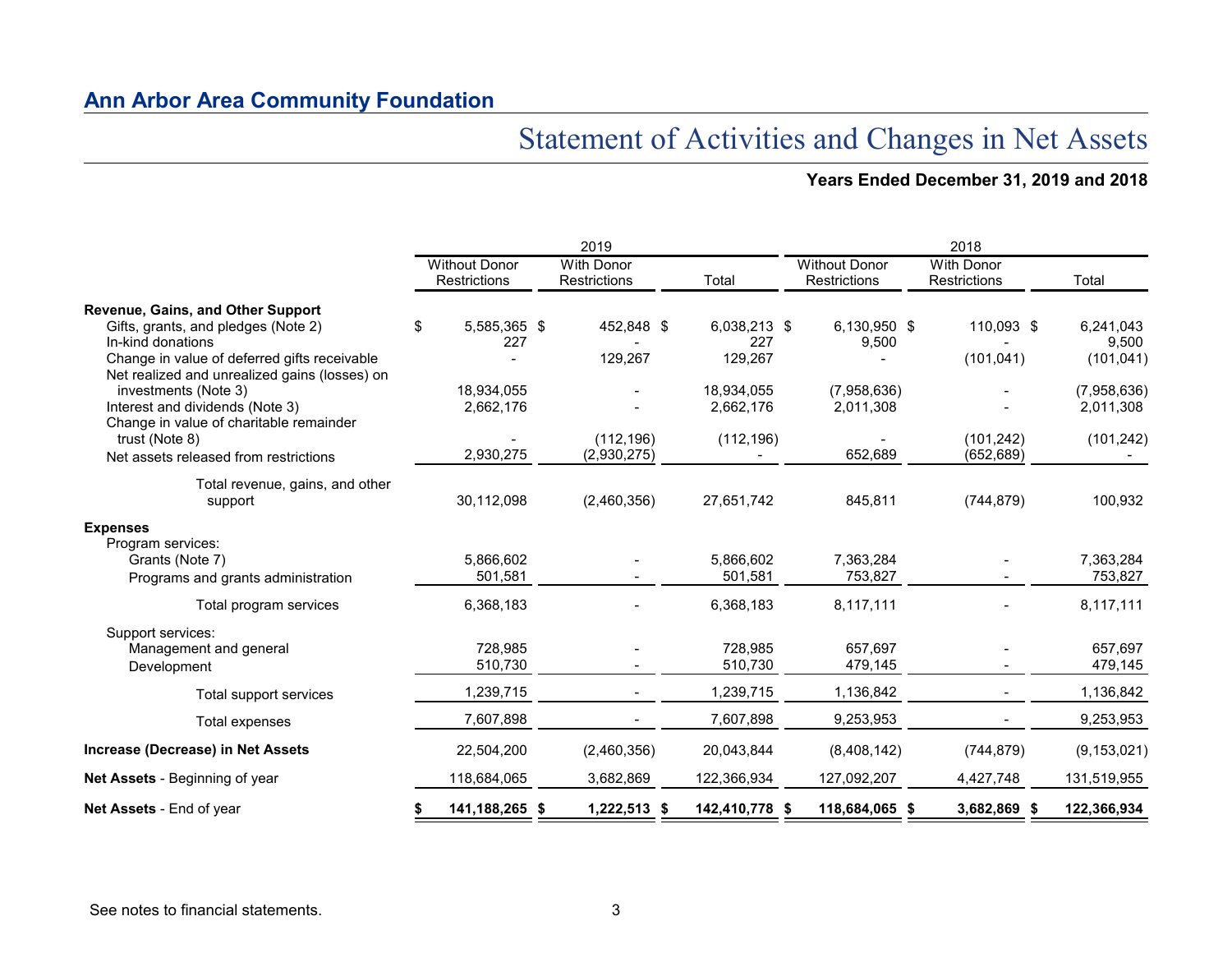## Ann Arbor Area Community Foundation

# Statement of Activities and Changes in Net Assets

**Years Ended December 31, 2019 and 2018**

| | 2019 | | | 2018 | | |
|---|---|---|---|---|---|---|
| | Without Donor Restrictions | With Donor Restrictions | Total | Without Donor Restrictions | With Donor Restrictions | Total |
| **Revenue, Gains, and Other Support** | | | | | | |
| Gifts, grants, and pledges (Note 2) | $ 5,585,365 | $ 452,848 | $ 6,038,213 | $ 6,130,950 | $ 110,093 | $ 6,241,043 |
| In-kind donations | 227 | - | 227 | 9,500 | - | 9,500 |
| Change in value of deferred gifts receivable | - | 129,267 | 129,267 | - | (101,041) | (101,041) |
| Net realized and unrealized gains (losses) on investments (Note 3) | 18,934,055 | - | 18,934,055 | (7,958,636) | - | (7,958,636) |
| Interest and dividends (Note 3) | 2,662,176 | - | 2,662,176 | 2,011,308 | - | 2,011,308 |
| Change in value of charitable remainder trust (Note 8) | - | (112,196) | (112,196) | - | (101,242) | (101,242) |
| Net assets released from restrictions | 2,930,275 | (2,930,275) | - | 652,689 | (652,689) | - |
| Total revenue, gains, and other support | 30,112,098 | (2,460,356) | 27,651,742 | 845,811 | (744,879) | 100,932 |
| **Expenses** | | | | | | |
| Program services: | | | | | | |
| Grants (Note 7) | 5,866,602 | - | 5,866,602 | 7,363,284 | - | 7,363,284 |
| Programs and grants administration | 501,581 | - | 501,581 | 753,827 | - | 753,827 |
| Total program services | 6,368,183 | - | 6,368,183 | 8,117,111 | - | 8,117,111 |
| Support services: | | | | | | |
| Management and general | 728,985 | - | 728,985 | 657,697 | - | 657,697 |
| Development | 510,730 | - | 510,730 | 479,145 | - | 479,145 |
| Total support services | 1,239,715 | - | 1,239,715 | 1,136,842 | - | 1,136,842 |
| Total expenses | 7,607,898 | - | 7,607,898 | 9,253,953 | - | 9,253,953 |
| **Increase (Decrease) in Net Assets** | 22,504,200 | (2,460,356) | 20,043,844 | (8,408,142) | (744,879) | (9,153,021) |
| **Net Assets** - Beginning of year | 118,684,065 | 3,682,869 | 122,366,934 | 127,092,207 | 4,427,748 | 131,519,955 |
| **Net Assets** - End of year | **$ 141,188,265** | **$ 1,222,513** | **$ 142,410,778** | **$ 118,684,065** | **$ 3,682,869** | **$ 122,366,934** |

See notes to financial statements.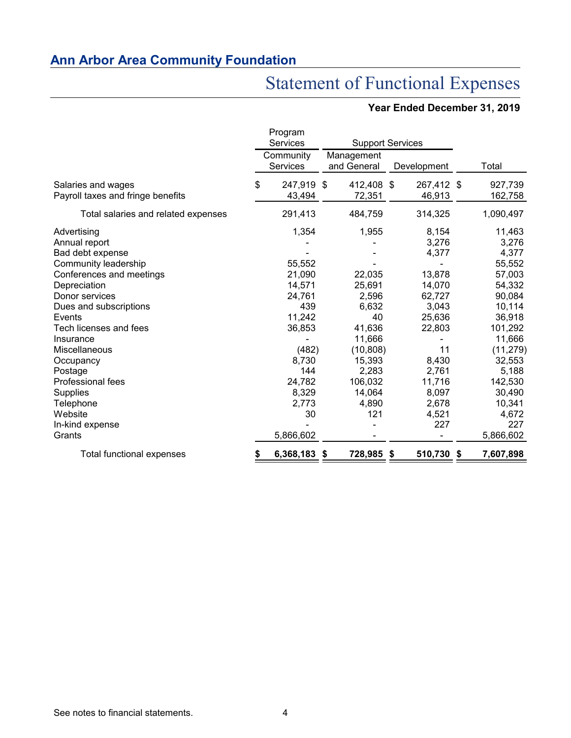## Ann Arbor Area Community Foundation

# Statement of Functional Expenses

**Year Ended December 31, 2019**

| | Program Services | Support Services | | |
|---|---|---|---|---|
| | Community Services | Management and General | Development | Total |
| Salaries and wages | $ 247,919 | $ 412,408 | $ 267,412 | $ 927,739 |
| Payroll taxes and fringe benefits | 43,494 | 72,351 | 46,913 | 162,758 |
| Total salaries and related expenses | 291,413 | 484,759 | 314,325 | 1,090,497 |
| Advertising | 1,354 | 1,955 | 8,154 | 11,463 |
| Annual report | - | - | 3,276 | 3,276 |
| Bad debt expense | - | - | 4,377 | 4,377 |
| Community leadership | 55,552 | - | - | 55,552 |
| Conferences and meetings | 21,090 | 22,035 | 13,878 | 57,003 |
| Depreciation | 14,571 | 25,691 | 14,070 | 54,332 |
| Donor services | 24,761 | 2,596 | 62,727 | 90,084 |
| Dues and subscriptions | 439 | 6,632 | 3,043 | 10,114 |
| Events | 11,242 | 40 | 25,636 | 36,918 |
| Tech licenses and fees | 36,853 | 41,636 | 22,803 | 101,292 |
| Insurance | - | 11,666 | - | 11,666 |
| Miscellaneous | (482) | (10,808) | 11 | (11,279) |
| Occupancy | 8,730 | 15,393 | 8,430 | 32,553 |
| Postage | 144 | 2,283 | 2,761 | 5,188 |
| Professional fees | 24,782 | 106,032 | 11,716 | 142,530 |
| Supplies | 8,329 | 14,064 | 8,097 | 30,490 |
| Telephone | 2,773 | 4,890 | 2,678 | 10,341 |
| Website | 30 | 121 | 4,521 | 4,672 |
| In-kind expense | - | - | 227 | 227 |
| Grants | 5,866,602 | - | - | 5,866,602 |
| **Total functional expenses** | **$ 6,368,183** | **$ 728,985** | **$ 510,730** | **$ 7,607,898** |

See notes to financial statements.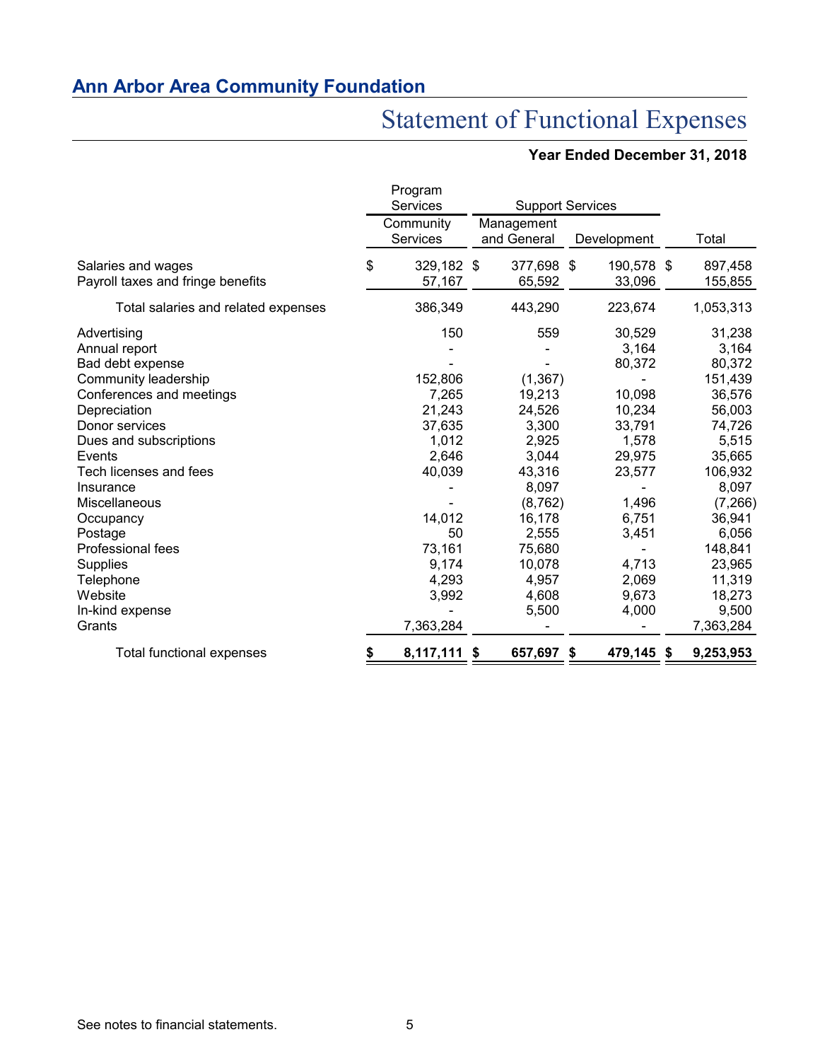## Ann Arbor Area Community Foundation

# Statement of Functional Expenses

**Year Ended December 31, 2018**

| | Program Services | Support Services | | |
|---|---|---|---|---|
| | Community Services | Management and General | Development | Total |
| Salaries and wages | $ 329,182 | $ 377,698 | $ 190,578 | $ 897,458 |
| Payroll taxes and fringe benefits | 57,167 | 65,592 | 33,096 | 155,855 |
| Total salaries and related expenses | 386,349 | 443,290 | 223,674 | 1,053,313 |
| Advertising | 150 | 559 | 30,529 | 31,238 |
| Annual report | - | - | 3,164 | 3,164 |
| Bad debt expense | - | - | 80,372 | 80,372 |
| Community leadership | 152,806 | (1,367) | - | 151,439 |
| Conferences and meetings | 7,265 | 19,213 | 10,098 | 36,576 |
| Depreciation | 21,243 | 24,526 | 10,234 | 56,003 |
| Donor services | 37,635 | 3,300 | 33,791 | 74,726 |
| Dues and subscriptions | 1,012 | 2,925 | 1,578 | 5,515 |
| Events | 2,646 | 3,044 | 29,975 | 35,665 |
| Tech licenses and fees | 40,039 | 43,316 | 23,577 | 106,932 |
| Insurance | - | 8,097 | - | 8,097 |
| Miscellaneous | - | (8,762) | 1,496 | (7,266) |
| Occupancy | 14,012 | 16,178 | 6,751 | 36,941 |
| Postage | 50 | 2,555 | 3,451 | 6,056 |
| Professional fees | 73,161 | 75,680 | - | 148,841 |
| Supplies | 9,174 | 10,078 | 4,713 | 23,965 |
| Telephone | 4,293 | 4,957 | 2,069 | 11,319 |
| Website | 3,992 | 4,608 | 9,673 | 18,273 |
| In-kind expense | - | 5,500 | 4,000 | 9,500 |
| Grants | 7,363,284 | - | - | 7,363,284 |
| **Total functional expenses** | **$ 8,117,111** | **$ 657,697** | **$ 479,145** | **$ 9,253,953** |

See notes to financial statements.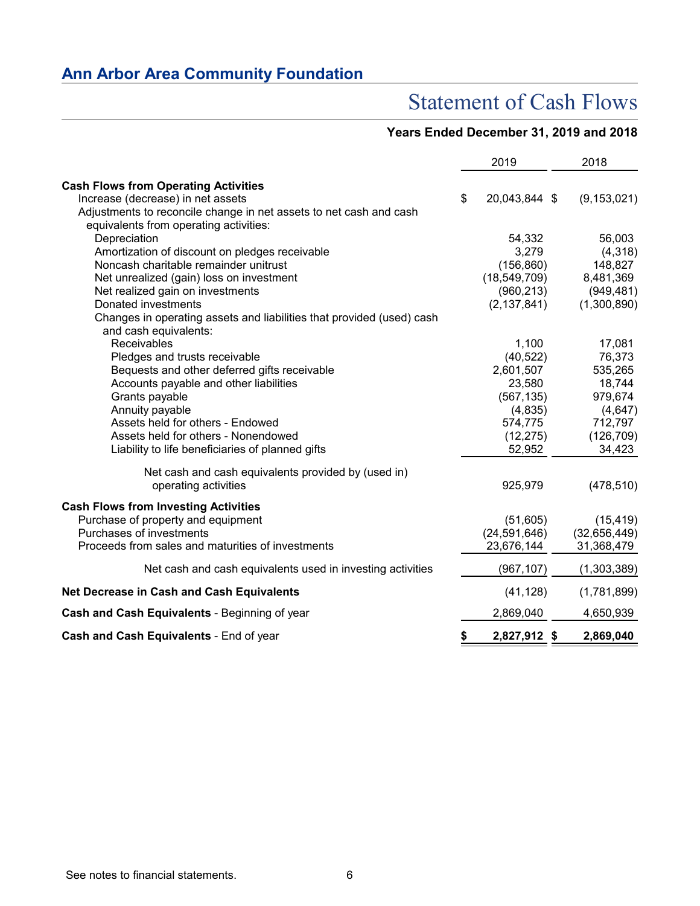# Ann Arbor Area Community Foundation

## Statement of Cash Flows

### Years Ended December 31, 2019 and 2018

| | 2019 | 2018 |
|---|---|---|
| **Cash Flows from Operating Activities** | | |
| Increase (decrease) in net assets | $ 20,043,844 | $ (9,153,021) |
| Adjustments to reconcile change in net assets to net cash and cash equivalents from operating activities: | | |
| Depreciation | 54,332 | 56,003 |
| Amortization of discount on pledges receivable | 3,279 | (4,318) |
| Noncash charitable remainder unitrust | (156,860) | 148,827 |
| Net unrealized (gain) loss on investment | (18,549,709) | 8,481,369 |
| Net realized gain on investments | (960,213) | (949,481) |
| Donated investments | (2,137,841) | (1,300,890) |
| Changes in operating assets and liabilities that provided (used) cash and cash equivalents: | | |
| Receivables | 1,100 | 17,081 |
| Pledges and trusts receivable | (40,522) | 76,373 |
| Bequests and other deferred gifts receivable | 2,601,507 | 535,265 |
| Accounts payable and other liabilities | 23,580 | 18,744 |
| Grants payable | (567,135) | 979,674 |
| Annuity payable | (4,835) | (4,647) |
| Assets held for others - Endowed | 574,775 | 712,797 |
| Assets held for others - Nonendowed | (12,275) | (126,709) |
| Liability to life beneficiaries of planned gifts | 52,952 | 34,423 |
| Net cash and cash equivalents provided by (used in) operating activities | 925,979 | (478,510) |
| **Cash Flows from Investing Activities** | | |
| Purchase of property and equipment | (51,605) | (15,419) |
| Purchases of investments | (24,591,646) | (32,656,449) |
| Proceeds from sales and maturities of investments | 23,676,144 | 31,368,479 |
| Net cash and cash equivalents used in investing activities | (967,107) | (1,303,389) |
| **Net Decrease in Cash and Cash Equivalents** | (41,128) | (1,781,899) |
| **Cash and Cash Equivalents** - Beginning of year | 2,869,040 | 4,650,939 |
| **Cash and Cash Equivalents** - End of year | **$ 2,827,912** | **$ 2,869,040** |

See notes to financial statements.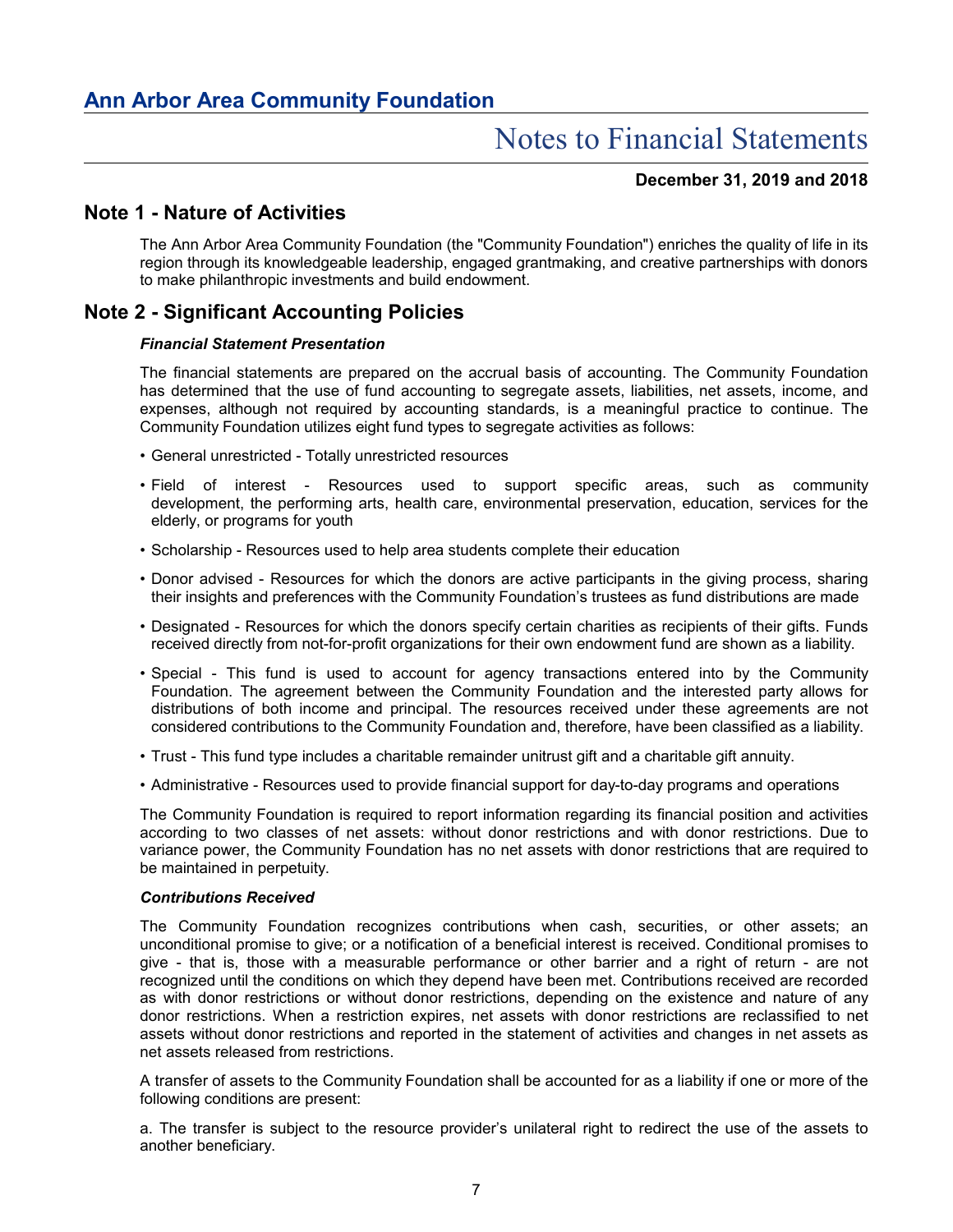## Ann Arbor Area Community Foundation

# Notes to Financial Statements

**December 31, 2019 and 2018**

## Note 1 - Nature of Activities

The Ann Arbor Area Community Foundation (the "Community Foundation") enriches the quality of life in its region through its knowledgeable leadership, engaged grantmaking, and creative partnerships with donors to make philanthropic investments and build endowment.

## Note 2 - Significant Accounting Policies

### *Financial Statement Presentation*

The financial statements are prepared on the accrual basis of accounting. The Community Foundation has determined that the use of fund accounting to segregate assets, liabilities, net assets, income, and expenses, although not required by accounting standards, is a meaningful practice to continue. The Community Foundation utilizes eight fund types to segregate activities as follows:

- General unrestricted - Totally unrestricted resources
- Field of interest - Resources used to support specific areas, such as community development, the performing arts, health care, environmental preservation, education, services for the elderly, or programs for youth
- Scholarship - Resources used to help area students complete their education
- Donor advised - Resources for which the donors are active participants in the giving process, sharing their insights and preferences with the Community Foundation's trustees as fund distributions are made
- Designated - Resources for which the donors specify certain charities as recipients of their gifts. Funds received directly from not-for-profit organizations for their own endowment fund are shown as a liability.
- Special - This fund is used to account for agency transactions entered into by the Community Foundation. The agreement between the Community Foundation and the interested party allows for distributions of both income and principal. The resources received under these agreements are not considered contributions to the Community Foundation and, therefore, have been classified as a liability.
- Trust - This fund type includes a charitable remainder unitrust gift and a charitable gift annuity.
- Administrative - Resources used to provide financial support for day-to-day programs and operations

The Community Foundation is required to report information regarding its financial position and activities according to two classes of net assets: without donor restrictions and with donor restrictions. Due to variance power, the Community Foundation has no net assets with donor restrictions that are required to be maintained in perpetuity.

### *Contributions Received*

The Community Foundation recognizes contributions when cash, securities, or other assets; an unconditional promise to give; or a notification of a beneficial interest is received. Conditional promises to give - that is, those with a measurable performance or other barrier and a right of return - are not recognized until the conditions on which they depend have been met. Contributions received are recorded as with donor restrictions or without donor restrictions, depending on the existence and nature of any donor restrictions. When a restriction expires, net assets with donor restrictions are reclassified to net assets without donor restrictions and reported in the statement of activities and changes in net assets as net assets released from restrictions.

A transfer of assets to the Community Foundation shall be accounted for as a liability if one or more of the following conditions are present:

a. The transfer is subject to the resource provider's unilateral right to redirect the use of the assets to another beneficiary.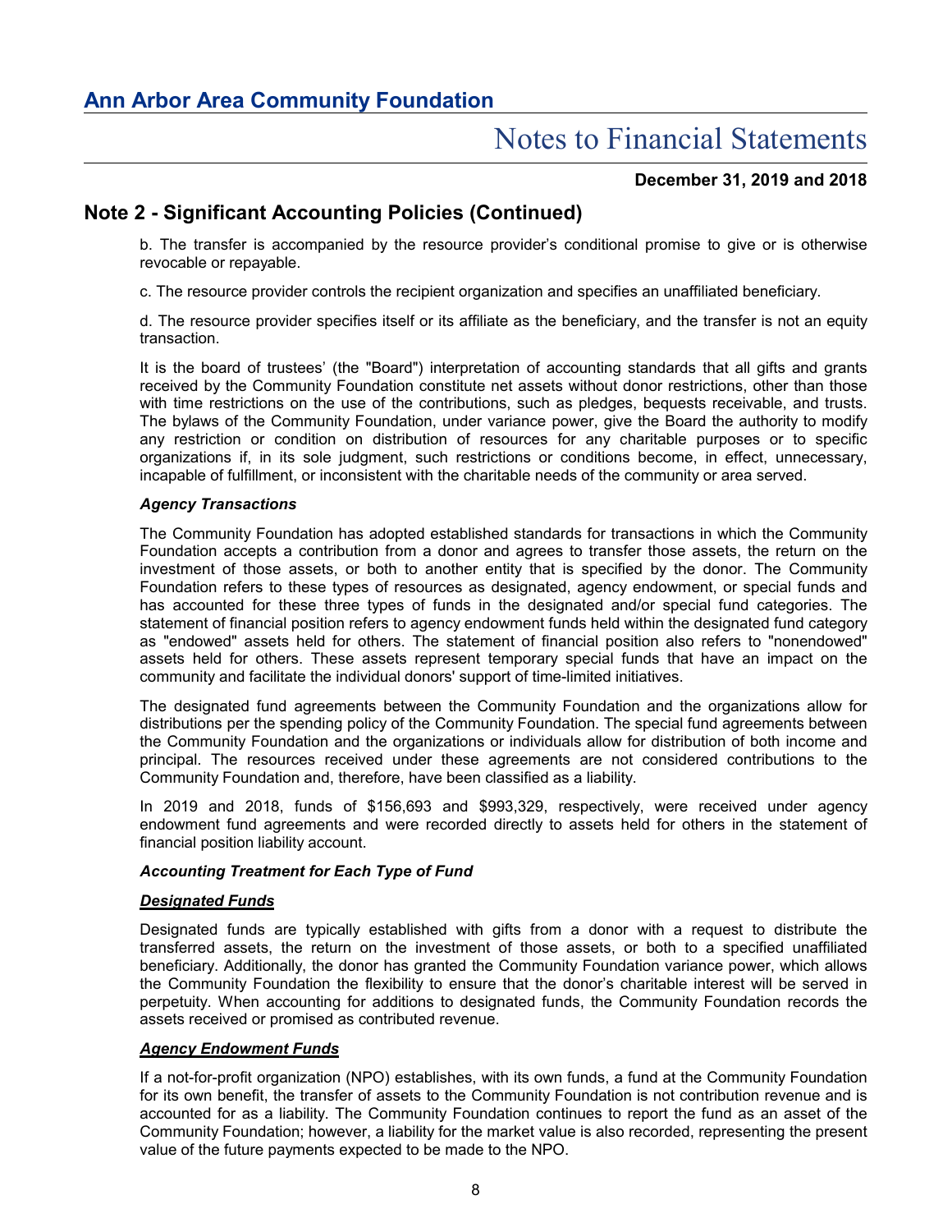## Note 2 - Significant Accounting Policies (Continued)

b. The transfer is accompanied by the resource provider's conditional promise to give or is otherwise revocable or repayable.

c. The resource provider controls the recipient organization and specifies an unaffiliated beneficiary.

d. The resource provider specifies itself or its affiliate as the beneficiary, and the transfer is not an equity transaction.

It is the board of trustees' (the "Board") interpretation of accounting standards that all gifts and grants received by the Community Foundation constitute net assets without donor restrictions, other than those with time restrictions on the use of the contributions, such as pledges, bequests receivable, and trusts. The bylaws of the Community Foundation, under variance power, give the Board the authority to modify any restriction or condition on distribution of resources for any charitable purposes or to specific organizations if, in its sole judgment, such restrictions or conditions become, in effect, unnecessary, incapable of fulfillment, or inconsistent with the charitable needs of the community or area served.

***Agency Transactions***

The Community Foundation has adopted established standards for transactions in which the Community Foundation accepts a contribution from a donor and agrees to transfer those assets, the return on the investment of those assets, or both to another entity that is specified by the donor. The Community Foundation refers to these types of resources as designated, agency endowment, or special funds and has accounted for these three types of funds in the designated and/or special fund categories. The statement of financial position refers to agency endowment funds held within the designated fund category as "endowed" assets held for others. The statement of financial position also refers to "nonendowed" assets held for others. These assets represent temporary special funds that have an impact on the community and facilitate the individual donors' support of time-limited initiatives.

The designated fund agreements between the Community Foundation and the organizations allow for distributions per the spending policy of the Community Foundation. The special fund agreements between the Community Foundation and the organizations or individuals allow for distribution of both income and principal. The resources received under these agreements are not considered contributions to the Community Foundation and, therefore, have been classified as a liability.

In 2019 and 2018, funds of $156,693 and $993,329, respectively, were received under agency endowment fund agreements and were recorded directly to assets held for others in the statement of financial position liability account.

***Accounting Treatment for Each Type of Fund***

***Designated Funds***

Designated funds are typically established with gifts from a donor with a request to distribute the transferred assets, the return on the investment of those assets, or both to a specified unaffiliated beneficiary. Additionally, the donor has granted the Community Foundation variance power, which allows the Community Foundation the flexibility to ensure that the donor's charitable interest will be served in perpetuity. When accounting for additions to designated funds, the Community Foundation records the assets received or promised as contributed revenue.

***Agency Endowment Funds***

If a not-for-profit organization (NPO) establishes, with its own funds, a fund at the Community Foundation for its own benefit, the transfer of assets to the Community Foundation is not contribution revenue and is accounted for as a liability. The Community Foundation continues to report the fund as an asset of the Community Foundation; however, a liability for the market value is also recorded, representing the present value of the future payments expected to be made to the NPO.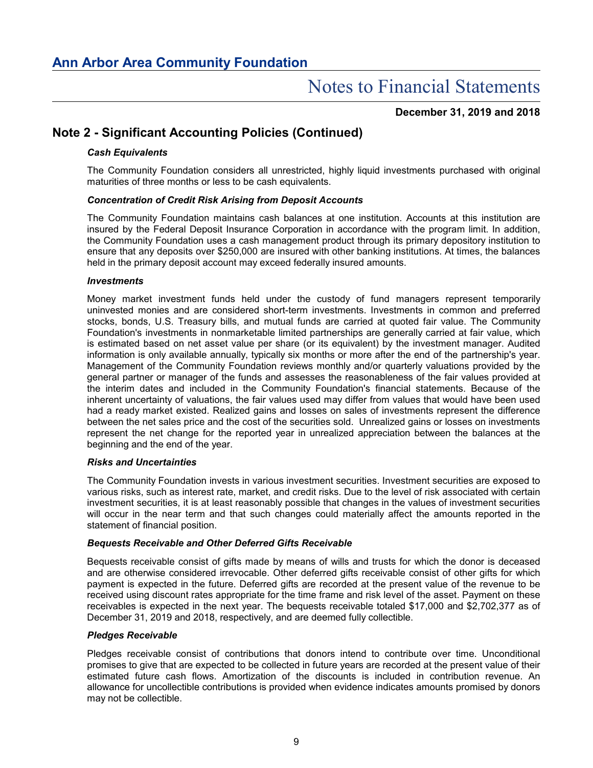## Note 2 - Significant Accounting Policies (Continued)

### *Cash Equivalents*

The Community Foundation considers all unrestricted, highly liquid investments purchased with original maturities of three months or less to be cash equivalents.

### *Concentration of Credit Risk Arising from Deposit Accounts*

The Community Foundation maintains cash balances at one institution. Accounts at this institution are insured by the Federal Deposit Insurance Corporation in accordance with the program limit. In addition, the Community Foundation uses a cash management product through its primary depository institution to ensure that any deposits over $250,000 are insured with other banking institutions. At times, the balances held in the primary deposit account may exceed federally insured amounts.

### *Investments*

Money market investment funds held under the custody of fund managers represent temporarily uninvested monies and are considered short-term investments. Investments in common and preferred stocks, bonds, U.S. Treasury bills, and mutual funds are carried at quoted fair value. The Community Foundation's investments in nonmarketable limited partnerships are generally carried at fair value, which is estimated based on net asset value per share (or its equivalent) by the investment manager. Audited information is only available annually, typically six months or more after the end of the partnership's year. Management of the Community Foundation reviews monthly and/or quarterly valuations provided by the general partner or manager of the funds and assesses the reasonableness of the fair values provided at the interim dates and included in the Community Foundation's financial statements. Because of the inherent uncertainty of valuations, the fair values used may differ from values that would have been used had a ready market existed. Realized gains and losses on sales of investments represent the difference between the net sales price and the cost of the securities sold. Unrealized gains or losses on investments represent the net change for the reported year in unrealized appreciation between the balances at the beginning and the end of the year.

### *Risks and Uncertainties*

The Community Foundation invests in various investment securities. Investment securities are exposed to various risks, such as interest rate, market, and credit risks. Due to the level of risk associated with certain investment securities, it is at least reasonably possible that changes in the values of investment securities will occur in the near term and that such changes could materially affect the amounts reported in the statement of financial position.

### *Bequests Receivable and Other Deferred Gifts Receivable*

Bequests receivable consist of gifts made by means of wills and trusts for which the donor is deceased and are otherwise considered irrevocable. Other deferred gifts receivable consist of other gifts for which payment is expected in the future. Deferred gifts are recorded at the present value of the revenue to be received using discount rates appropriate for the time frame and risk level of the asset. Payment on these receivables is expected in the next year. The bequests receivable totaled $17,000 and $2,702,377 as of December 31, 2019 and 2018, respectively, and are deemed fully collectible.

### *Pledges Receivable*

Pledges receivable consist of contributions that donors intend to contribute over time. Unconditional promises to give that are expected to be collected in future years are recorded at the present value of their estimated future cash flows. Amortization of the discounts is included in contribution revenue. An allowance for uncollectible contributions is provided when evidence indicates amounts promised by donors may not be collectible.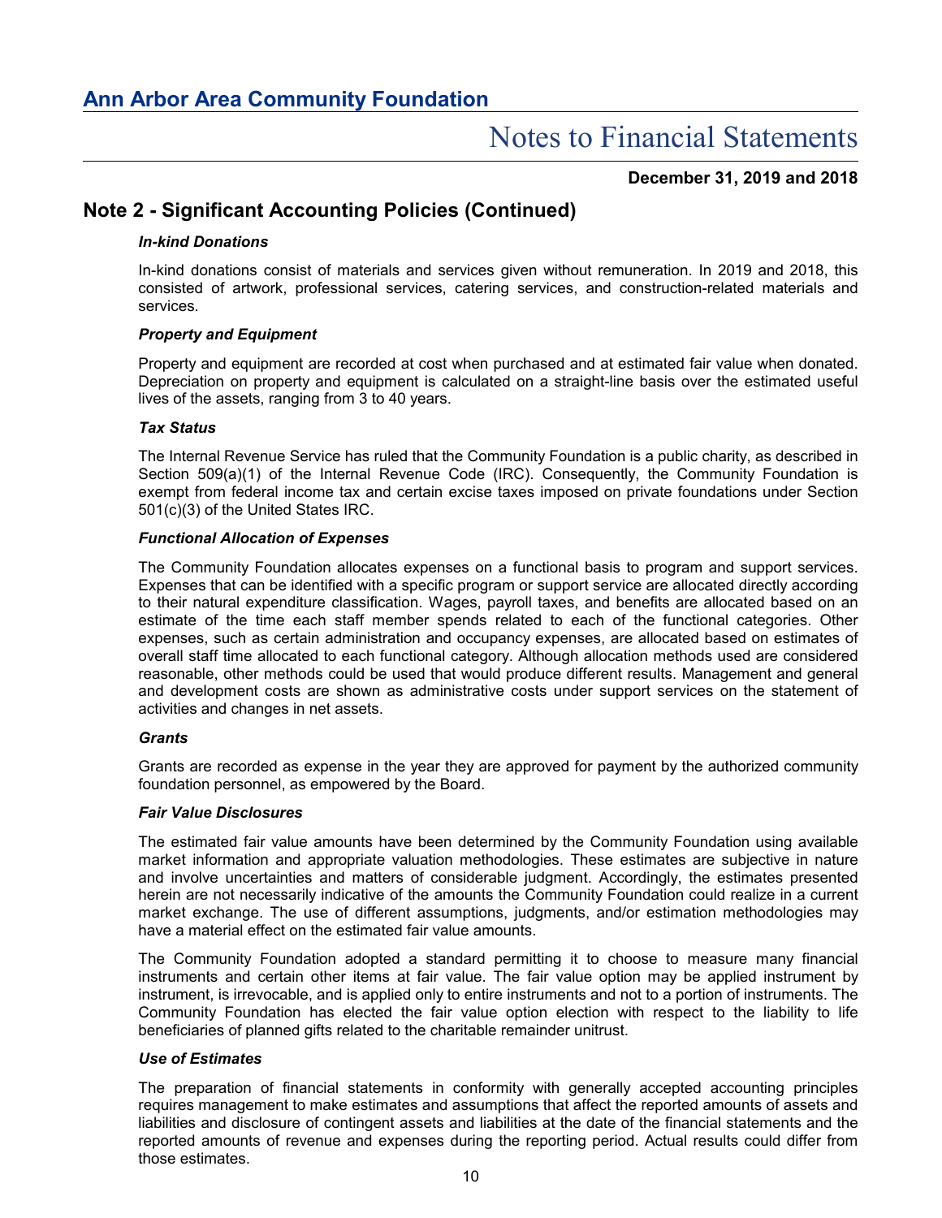## Note 2 - Significant Accounting Policies (Continued)

***In-kind Donations***

In-kind donations consist of materials and services given without remuneration. In 2019 and 2018, this consisted of artwork, professional services, catering services, and construction-related materials and services.

***Property and Equipment***

Property and equipment are recorded at cost when purchased and at estimated fair value when donated. Depreciation on property and equipment is calculated on a straight-line basis over the estimated useful lives of the assets, ranging from 3 to 40 years.

***Tax Status***

The Internal Revenue Service has ruled that the Community Foundation is a public charity, as described in Section 509(a)(1) of the Internal Revenue Code (IRC). Consequently, the Community Foundation is exempt from federal income tax and certain excise taxes imposed on private foundations under Section 501(c)(3) of the United States IRC.

***Functional Allocation of Expenses***

The Community Foundation allocates expenses on a functional basis to program and support services. Expenses that can be identified with a specific program or support service are allocated directly according to their natural expenditure classification. Wages, payroll taxes, and benefits are allocated based on an estimate of the time each staff member spends related to each of the functional categories. Other expenses, such as certain administration and occupancy expenses, are allocated based on estimates of overall staff time allocated to each functional category. Although allocation methods used are considered reasonable, other methods could be used that would produce different results. Management and general and development costs are shown as administrative costs under support services on the statement of activities and changes in net assets.

***Grants***

Grants are recorded as expense in the year they are approved for payment by the authorized community foundation personnel, as empowered by the Board.

***Fair Value Disclosures***

The estimated fair value amounts have been determined by the Community Foundation using available market information and appropriate valuation methodologies. These estimates are subjective in nature and involve uncertainties and matters of considerable judgment. Accordingly, the estimates presented herein are not necessarily indicative of the amounts the Community Foundation could realize in a current market exchange. The use of different assumptions, judgments, and/or estimation methodologies may have a material effect on the estimated fair value amounts.

The Community Foundation adopted a standard permitting it to choose to measure many financial instruments and certain other items at fair value. The fair value option may be applied instrument by instrument, is irrevocable, and is applied only to entire instruments and not to a portion of instruments. The Community Foundation has elected the fair value option election with respect to the liability to life beneficiaries of planned gifts related to the charitable remainder unitrust.

***Use of Estimates***

The preparation of financial statements in conformity with generally accepted accounting principles requires management to make estimates and assumptions that affect the reported amounts of assets and liabilities and disclosure of contingent assets and liabilities at the date of the financial statements and the reported amounts of revenue and expenses during the reporting period. Actual results could differ from those estimates.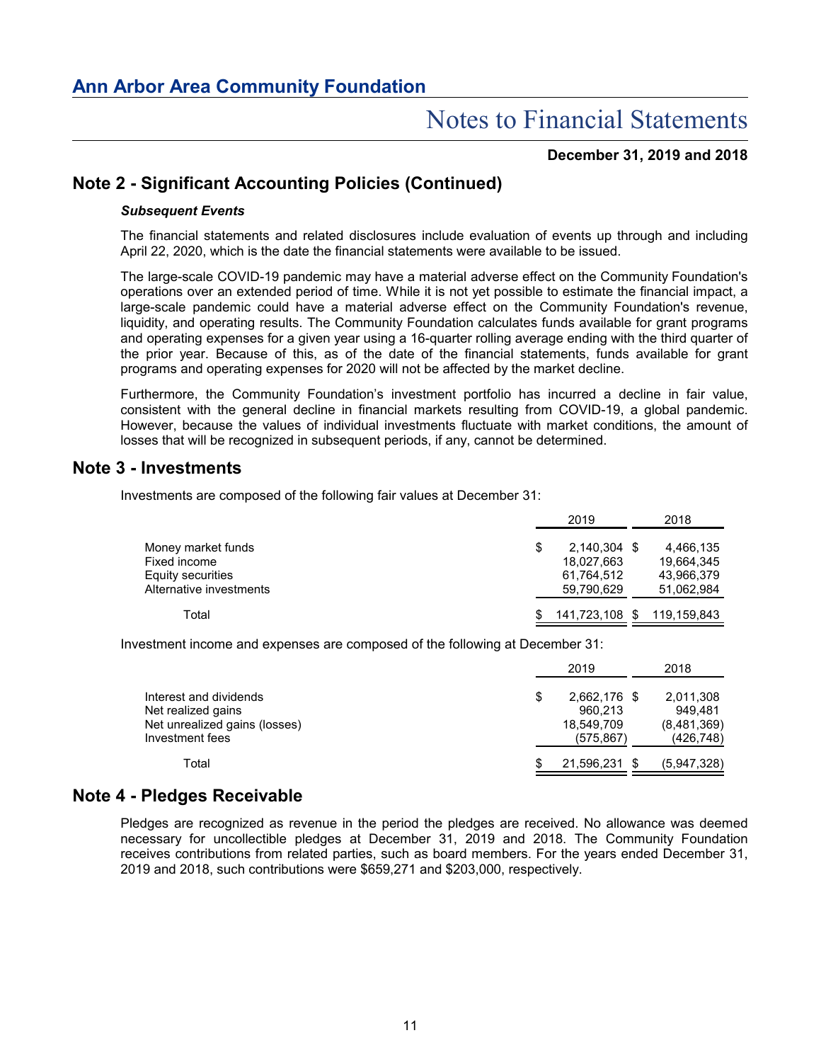## Note 2 - Significant Accounting Policies (Continued)

***Subsequent Events***

The financial statements and related disclosures include evaluation of events up through and including April 22, 2020, which is the date the financial statements were available to be issued.

The large-scale COVID-19 pandemic may have a material adverse effect on the Community Foundation's operations over an extended period of time. While it is not yet possible to estimate the financial impact, a large-scale pandemic could have a material adverse effect on the Community Foundation's revenue, liquidity, and operating results. The Community Foundation calculates funds available for grant programs and operating expenses for a given year using a 16-quarter rolling average ending with the third quarter of the prior year. Because of this, as of the date of the financial statements, funds available for grant programs and operating expenses for 2020 will not be affected by the market decline.

Furthermore, the Community Foundation's investment portfolio has incurred a decline in fair value, consistent with the general decline in financial markets resulting from COVID-19, a global pandemic. However, because the values of individual investments fluctuate with market conditions, the amount of losses that will be recognized in subsequent periods, if any, cannot be determined.

## Note 3 - Investments

Investments are composed of the following fair values at December 31:

| | 2019 | 2018 |
|---|---|---|
| Money market funds | $ 2,140,304 | $ 4,466,135 |
| Fixed income | 18,027,663 | 19,664,345 |
| Equity securities | 61,764,512 | 43,966,379 |
| Alternative investments | 59,790,629 | 51,062,984 |
| Total | $ 141,723,108 | $ 119,159,843 |

Investment income and expenses are composed of the following at December 31:

| | 2019 | 2018 |
|---|---|---|
| Interest and dividends | $ 2,662,176 | $ 2,011,308 |
| Net realized gains | 960,213 | 949,481 |
| Net unrealized gains (losses) | 18,549,709 | (8,481,369) |
| Investment fees | (575,867) | (426,748) |
| Total | $ 21,596,231 | $ (5,947,328) |

## Note 4 - Pledges Receivable

Pledges are recognized as revenue in the period the pledges are received. No allowance was deemed necessary for uncollectible pledges at December 31, 2019 and 2018. The Community Foundation receives contributions from related parties, such as board members. For the years ended December 31, 2019 and 2018, such contributions were $659,271 and $203,000, respectively.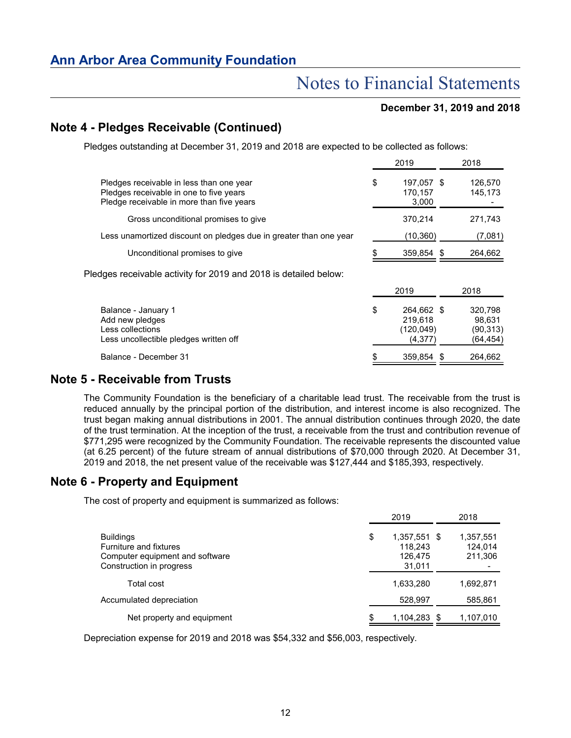## Note 4 - Pledges Receivable (Continued)

Pledges outstanding at December 31, 2019 and 2018 are expected to be collected as follows:

| | 2019 | 2018 |
|---|---|---|
| Pledges receivable in less than one year | $ 197,057 | $ 126,570 |
| Pledges receivable in one to five years | 170,157 | 145,173 |
| Pledge receivable in more than five years | 3,000 | - |
| Gross unconditional promises to give | 370,214 | 271,743 |
| Less unamortized discount on pledges due in greater than one year | (10,360) | (7,081) |
| Unconditional promises to give | $ 359,854 | $ 264,662 |

Pledges receivable activity for 2019 and 2018 is detailed below:

| | 2019 | 2018 |
|---|---|---|
| Balance - January 1 | $ 264,662 | $ 320,798 |
| Add new pledges | 219,618 | 98,631 |
| Less collections | (120,049) | (90,313) |
| Less uncollectible pledges written off | (4,377) | (64,454) |
| Balance - December 31 | $ 359,854 | $ 264,662 |

## Note 5 - Receivable from Trusts

The Community Foundation is the beneficiary of a charitable lead trust. The receivable from the trust is reduced annually by the principal portion of the distribution, and interest income is also recognized. The trust began making annual distributions in 2001. The annual distribution continues through 2020, the date of the trust termination. At the inception of the trust, a receivable from the trust and contribution revenue of $771,295 were recognized by the Community Foundation. The receivable represents the discounted value (at 6.25 percent) of the future stream of annual distributions of $70,000 through 2020. At December 31, 2019 and 2018, the net present value of the receivable was $127,444 and $185,393, respectively.

## Note 6 - Property and Equipment

The cost of property and equipment is summarized as follows:

| | 2019 | 2018 |
|---|---|---|
| Buildings | $ 1,357,551 | $ 1,357,551 |
| Furniture and fixtures | 118,243 | 124,014 |
| Computer equipment and software | 126,475 | 211,306 |
| Construction in progress | 31,011 | - |
| Total cost | 1,633,280 | 1,692,871 |
| Accumulated depreciation | 528,997 | 585,861 |
| Net property and equipment | $ 1,104,283 | $ 1,107,010 |

Depreciation expense for 2019 and 2018 was $54,332 and $56,003, respectively.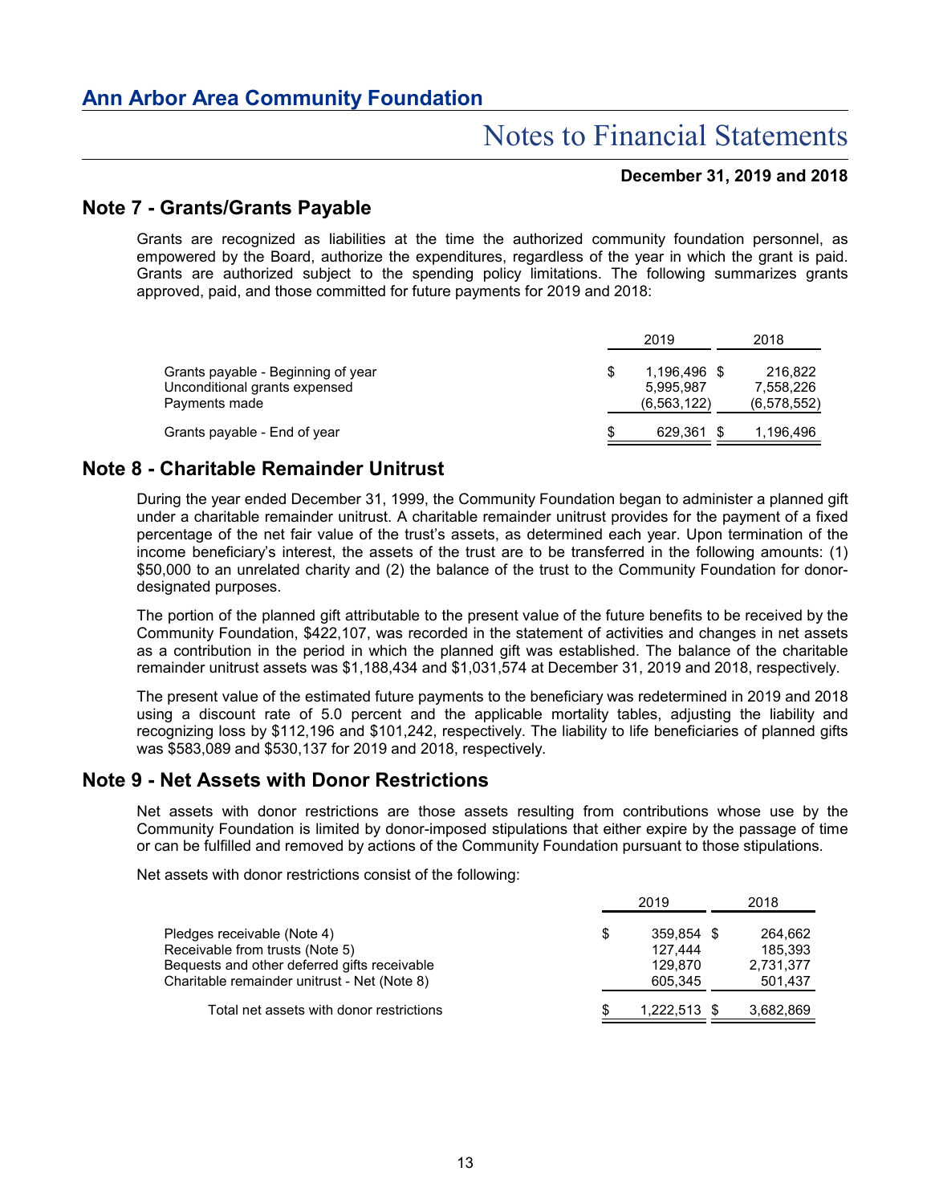## Note 7 - Grants/Grants Payable

Grants are recognized as liabilities at the time the authorized community foundation personnel, as empowered by the Board, authorize the expenditures, regardless of the year in which the grant is paid. Grants are authorized subject to the spending policy limitations. The following summarizes grants approved, paid, and those committed for future payments for 2019 and 2018:

| | 2019 | 2018 |
|---|---|---|
| Grants payable - Beginning of year | $ 1,196,496 | $ 216,822 |
| Unconditional grants expensed | 5,995,987 | 7,558,226 |
| Payments made | (6,563,122) | (6,578,552) |
| Grants payable - End of year | $ 629,361 | $ 1,196,496 |

## Note 8 - Charitable Remainder Unitrust

During the year ended December 31, 1999, the Community Foundation began to administer a planned gift under a charitable remainder unitrust. A charitable remainder unitrust provides for the payment of a fixed percentage of the net fair value of the trust's assets, as determined each year. Upon termination of the income beneficiary's interest, the assets of the trust are to be transferred in the following amounts: (1) $50,000 to an unrelated charity and (2) the balance of the trust to the Community Foundation for donor-designated purposes.

The portion of the planned gift attributable to the present value of the future benefits to be received by the Community Foundation, $422,107, was recorded in the statement of activities and changes in net assets as a contribution in the period in which the planned gift was established. The balance of the charitable remainder unitrust assets was $1,188,434 and $1,031,574 at December 31, 2019 and 2018, respectively.

The present value of the estimated future payments to the beneficiary was redetermined in 2019 and 2018 using a discount rate of 5.0 percent and the applicable mortality tables, adjusting the liability and recognizing loss by $112,196 and $101,242, respectively. The liability to life beneficiaries of planned gifts was $583,089 and $530,137 for 2019 and 2018, respectively.

## Note 9 - Net Assets with Donor Restrictions

Net assets with donor restrictions are those assets resulting from contributions whose use by the Community Foundation is limited by donor-imposed stipulations that either expire by the passage of time or can be fulfilled and removed by actions of the Community Foundation pursuant to those stipulations.

Net assets with donor restrictions consist of the following:

| | 2019 | 2018 |
|---|---|---|
| Pledges receivable (Note 4) | $ 359,854 | $ 264,662 |
| Receivable from trusts (Note 5) | 127,444 | 185,393 |
| Bequests and other deferred gifts receivable | 129,870 | 2,731,377 |
| Charitable remainder unitrust - Net (Note 8) | 605,345 | 501,437 |
| Total net assets with donor restrictions | $ 1,222,513 | $ 3,682,869 |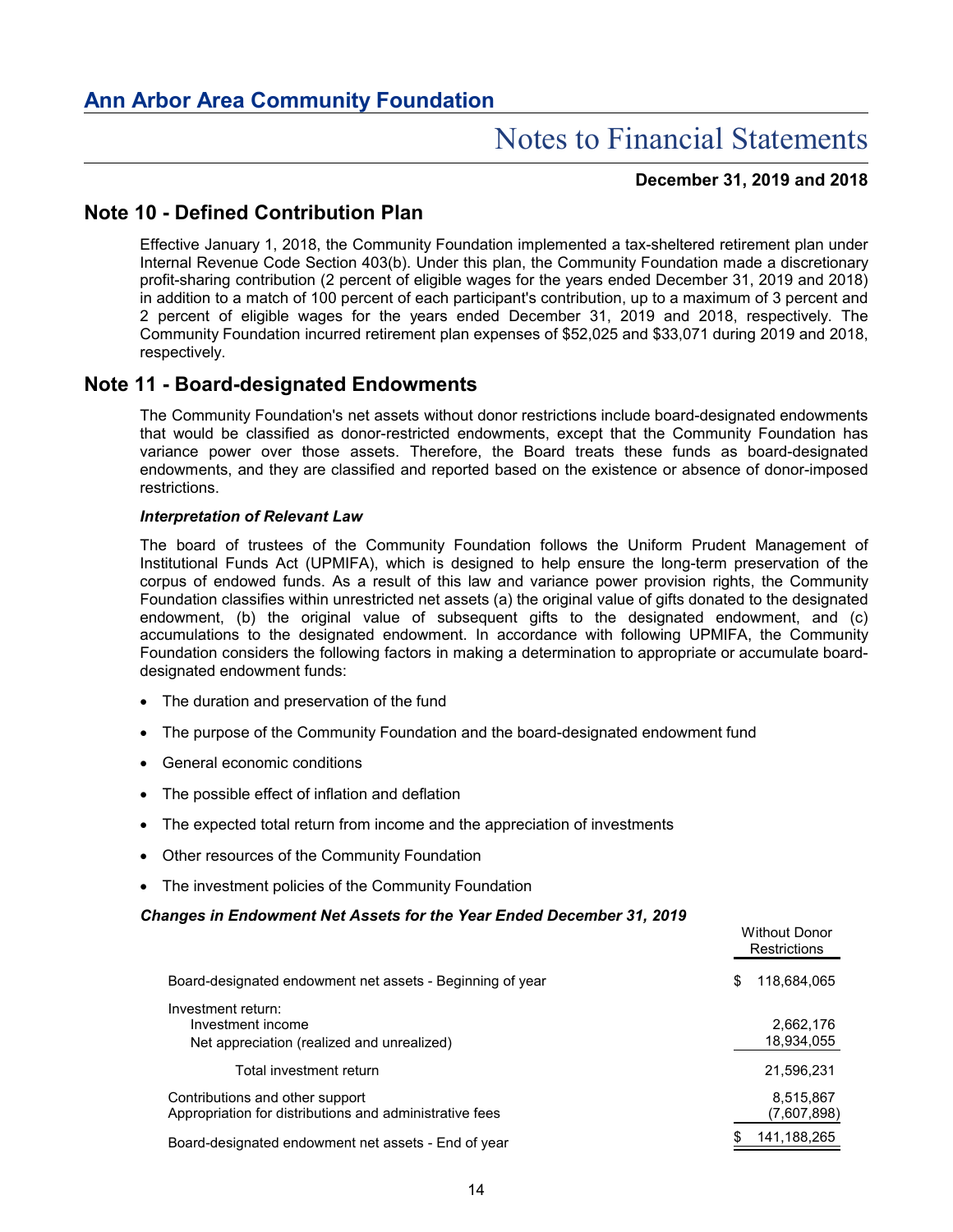## Note 10 - Defined Contribution Plan

Effective January 1, 2018, the Community Foundation implemented a tax-sheltered retirement plan under Internal Revenue Code Section 403(b). Under this plan, the Community Foundation made a discretionary profit-sharing contribution (2 percent of eligible wages for the years ended December 31, 2019 and 2018) in addition to a match of 100 percent of each participant's contribution, up to a maximum of 3 percent and 2 percent of eligible wages for the years ended December 31, 2019 and 2018, respectively. The Community Foundation incurred retirement plan expenses of $52,025 and $33,071 during 2019 and 2018, respectively.

## Note 11 - Board-designated Endowments

The Community Foundation's net assets without donor restrictions include board-designated endowments that would be classified as donor-restricted endowments, except that the Community Foundation has variance power over those assets. Therefore, the Board treats these funds as board-designated endowments, and they are classified and reported based on the existence or absence of donor-imposed restrictions.

***Interpretation of Relevant Law***

The board of trustees of the Community Foundation follows the Uniform Prudent Management of Institutional Funds Act (UPMIFA), which is designed to help ensure the long-term preservation of the corpus of endowed funds. As a result of this law and variance power provision rights, the Community Foundation classifies within unrestricted net assets (a) the original value of gifts donated to the designated endowment, (b) the original value of subsequent gifts to the designated endowment, and (c) accumulations to the designated endowment. In accordance with following UPMIFA, the Community Foundation considers the following factors in making a determination to appropriate or accumulate board-designated endowment funds:

- The duration and preservation of the fund
- The purpose of the Community Foundation and the board-designated endowment fund
- General economic conditions
- The possible effect of inflation and deflation
- The expected total return from income and the appreciation of investments
- Other resources of the Community Foundation
- The investment policies of the Community Foundation

***Changes in Endowment Net Assets for the Year Ended December 31, 2019***

| | Without Donor Restrictions |
|---|---|
| Board-designated endowment net assets - Beginning of year | $ 118,684,065 |
| Investment return: | |
| Investment income | 2,662,176 |
| Net appreciation (realized and unrealized) | 18,934,055 |
| Total investment return | 21,596,231 |
| Contributions and other support | 8,515,867 |
| Appropriation for distributions and administrative fees | (7,607,898) |
| Board-designated endowment net assets - End of year | $ 141,188,265 |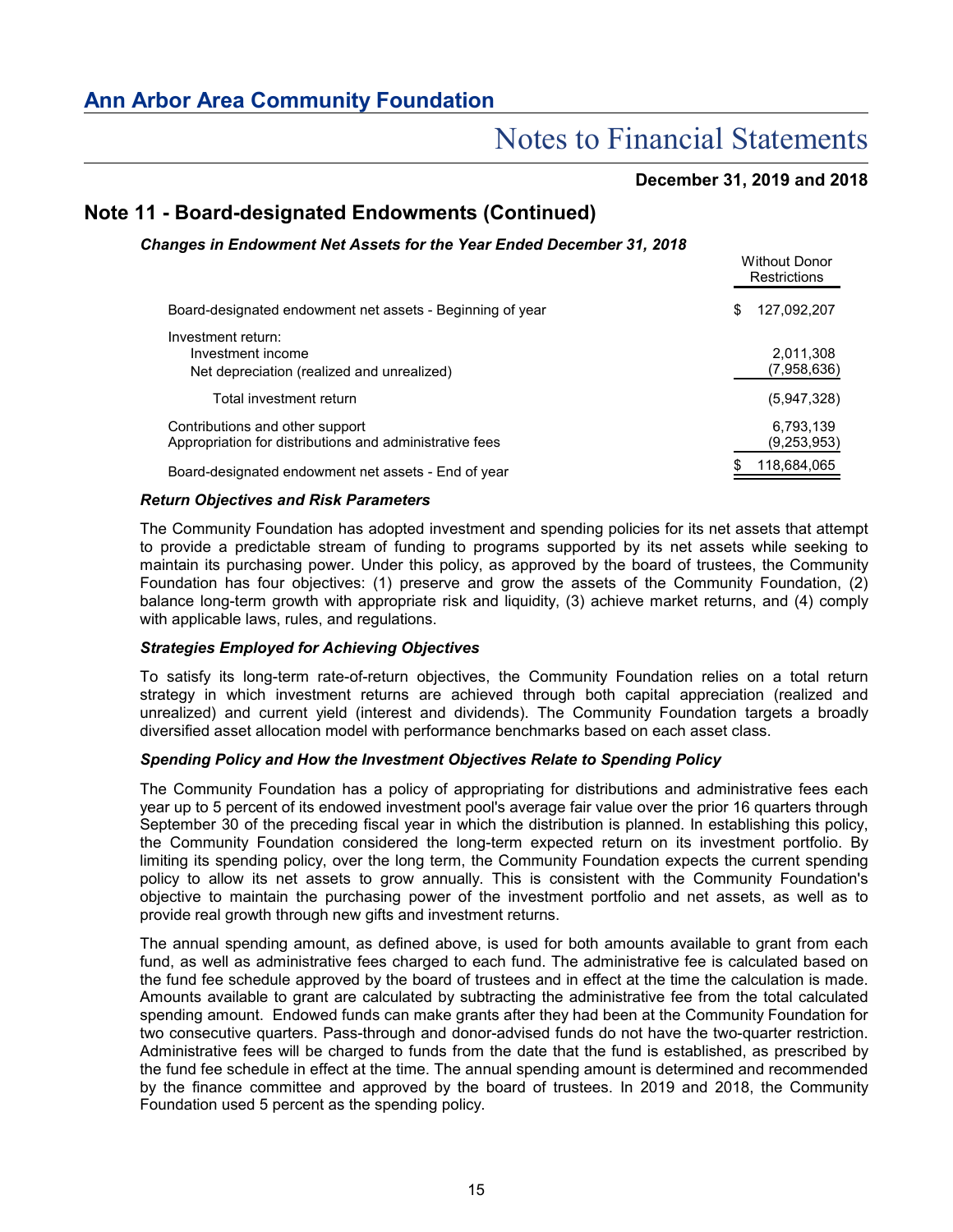## Note 11 - Board-designated Endowments (Continued)

***Changes in Endowment Net Assets for the Year Ended December 31, 2018***

| | Without Donor Restrictions |
|---|---|
| Board-designated endowment net assets - Beginning of year | $ 127,092,207 |
| Investment return: | |
| Investment income | 2,011,308 |
| Net depreciation (realized and unrealized) | (7,958,636) |
| Total investment return | (5,947,328) |
| Contributions and other support | 6,793,139 |
| Appropriation for distributions and administrative fees | (9,253,953) |
| Board-designated endowment net assets - End of year | $ 118,684,065 |

***Return Objectives and Risk Parameters***

The Community Foundation has adopted investment and spending policies for its net assets that attempt to provide a predictable stream of funding to programs supported by its net assets while seeking to maintain its purchasing power. Under this policy, as approved by the board of trustees, the Community Foundation has four objectives: (1) preserve and grow the assets of the Community Foundation, (2) balance long-term growth with appropriate risk and liquidity, (3) achieve market returns, and (4) comply with applicable laws, rules, and regulations.

***Strategies Employed for Achieving Objectives***

To satisfy its long-term rate-of-return objectives, the Community Foundation relies on a total return strategy in which investment returns are achieved through both capital appreciation (realized and unrealized) and current yield (interest and dividends). The Community Foundation targets a broadly diversified asset allocation model with performance benchmarks based on each asset class.

***Spending Policy and How the Investment Objectives Relate to Spending Policy***

The Community Foundation has a policy of appropriating for distributions and administrative fees each year up to 5 percent of its endowed investment pool's average fair value over the prior 16 quarters through September 30 of the preceding fiscal year in which the distribution is planned. In establishing this policy, the Community Foundation considered the long-term expected return on its investment portfolio. By limiting its spending policy, over the long term, the Community Foundation expects the current spending policy to allow its net assets to grow annually. This is consistent with the Community Foundation's objective to maintain the purchasing power of the investment portfolio and net assets, as well as to provide real growth through new gifts and investment returns.

The annual spending amount, as defined above, is used for both amounts available to grant from each fund, as well as administrative fees charged to each fund. The administrative fee is calculated based on the fund fee schedule approved by the board of trustees and in effect at the time the calculation is made. Amounts available to grant are calculated by subtracting the administrative fee from the total calculated spending amount. Endowed funds can make grants after they had been at the Community Foundation for two consecutive quarters. Pass-through and donor-advised funds do not have the two-quarter restriction. Administrative fees will be charged to funds from the date that the fund is established, as prescribed by the fund fee schedule in effect at the time. The annual spending amount is determined and recommended by the finance committee and approved by the board of trustees. In 2019 and 2018, the Community Foundation used 5 percent as the spending policy.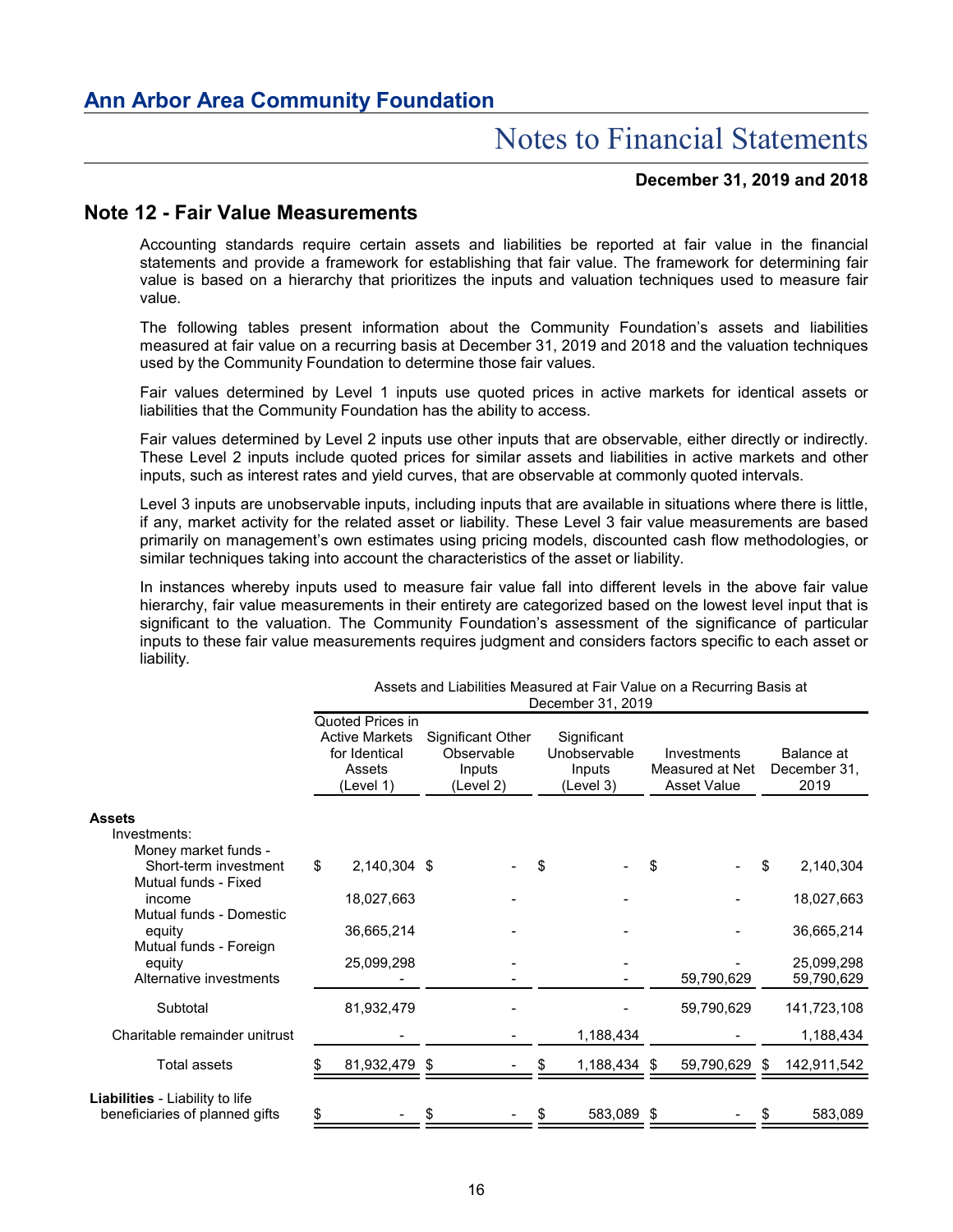## Note 12 - Fair Value Measurements

Accounting standards require certain assets and liabilities be reported at fair value in the financial statements and provide a framework for establishing that fair value. The framework for determining fair value is based on a hierarchy that prioritizes the inputs and valuation techniques used to measure fair value.

The following tables present information about the Community Foundation's assets and liabilities measured at fair value on a recurring basis at December 31, 2019 and 2018 and the valuation techniques used by the Community Foundation to determine those fair values.

Fair values determined by Level 1 inputs use quoted prices in active markets for identical assets or liabilities that the Community Foundation has the ability to access.

Fair values determined by Level 2 inputs use other inputs that are observable, either directly or indirectly. These Level 2 inputs include quoted prices for similar assets and liabilities in active markets and other inputs, such as interest rates and yield curves, that are observable at commonly quoted intervals.

Level 3 inputs are unobservable inputs, including inputs that are available in situations where there is little, if any, market activity for the related asset or liability. These Level 3 fair value measurements are based primarily on management's own estimates using pricing models, discounted cash flow methodologies, or similar techniques taking into account the characteristics of the asset or liability.

In instances whereby inputs used to measure fair value fall into different levels in the above fair value hierarchy, fair value measurements in their entirety are categorized based on the lowest level input that is significant to the valuation. The Community Foundation's assessment of the significance of particular inputs to these fair value measurements requires judgment and considers factors specific to each asset or liability.

| | Assets and Liabilities Measured at Fair Value on a Recurring Basis at December 31, 2019 | | | | |
|---|---|---|---|---|---|
| | Quoted Prices in Active Markets for Identical Assets (Level 1) | Significant Other Observable Inputs (Level 2) | Significant Unobservable Inputs (Level 3) | Investments Measured at Net Asset Value | Balance at December 31, 2019 |
| **Assets** | | | | | |
| Investments: | | | | | |
| Money market funds - Short-term investment | $ 2,140,304 | $ - | $ - | $ - | $ 2,140,304 |
| Mutual funds - Fixed income | 18,027,663 | - | - | - | 18,027,663 |
| Mutual funds - Domestic equity | 36,665,214 | - | - | - | 36,665,214 |
| Mutual funds - Foreign equity | 25,099,298 | - | - | - | 25,099,298 |
| Alternative investments | - | - | - | 59,790,629 | 59,790,629 |
| Subtotal | 81,932,479 | - | - | 59,790,629 | 141,723,108 |
| Charitable remainder unitrust | - | - | 1,188,434 | - | 1,188,434 |
| Total assets | $ 81,932,479 | $ - | $ 1,188,434 | $ 59,790,629 | $ 142,911,542 |
| **Liabilities** - Liability to life beneficiaries of planned gifts | $ - | $ - | $ 583,089 | $ - | $ 583,089 |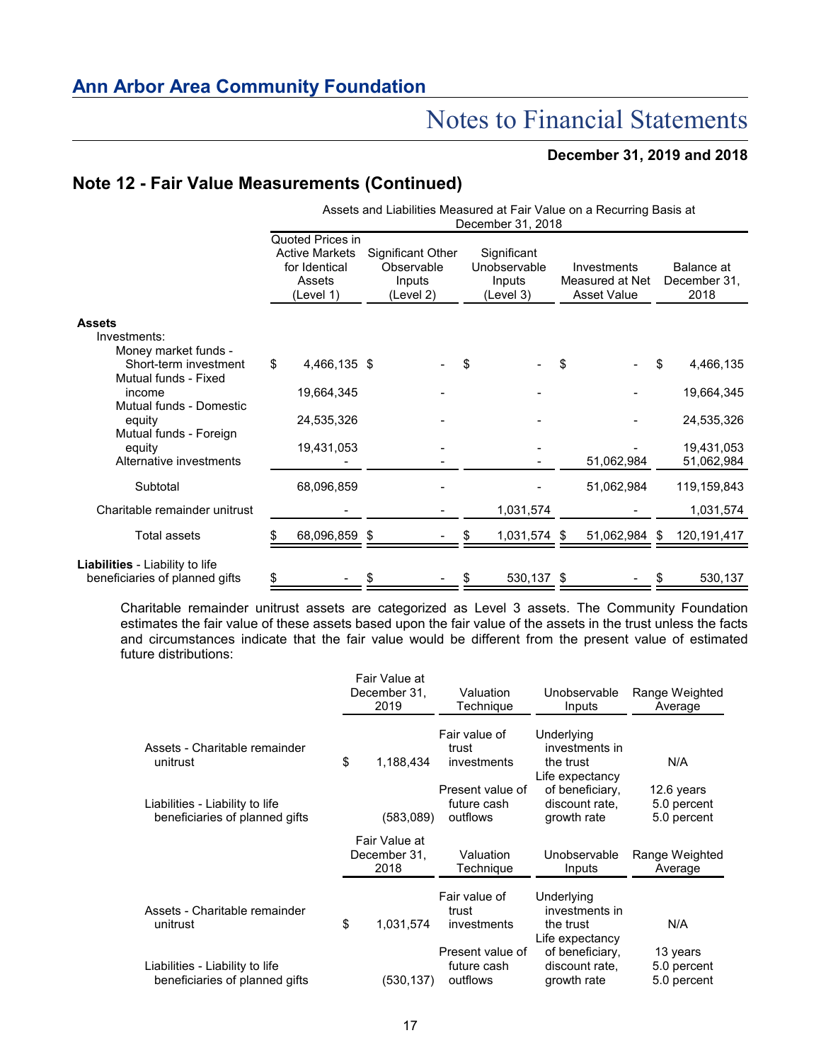## Note 12 - Fair Value Measurements (Continued)

| | Assets and Liabilities Measured at Fair Value on a Recurring Basis at December 31, 2018 | | | | |
|---|---|---|---|---|---|
| | Quoted Prices in Active Markets for Identical Assets (Level 1) | Significant Other Observable Inputs (Level 2) | Significant Unobservable Inputs (Level 3) | Investments Measured at Net Asset Value | Balance at December 31, 2018 |
| **Assets** | | | | | |
| Investments: | | | | | |
| Money market funds - Short-term investment | $ 4,466,135 | $ - | $ - | $ - | $ 4,466,135 |
| Mutual funds - Fixed income | 19,664,345 | - | - | - | 19,664,345 |
| Mutual funds - Domestic equity | 24,535,326 | - | - | - | 24,535,326 |
| Mutual funds - Foreign equity | 19,431,053 | - | - | - | 19,431,053 |
| Alternative investments | - | - | - | 51,062,984 | 51,062,984 |
| Subtotal | 68,096,859 | - | - | 51,062,984 | 119,159,843 |
| Charitable remainder unitrust | - | - | 1,031,574 | - | 1,031,574 |
| Total assets | $ 68,096,859 | $ - | $ 1,031,574 | $ 51,062,984 | $ 120,191,417 |
| **Liabilities** - Liability to life beneficiaries of planned gifts | $ - | $ - | $ 530,137 | $ - | $ 530,137 |

Charitable remainder unitrust assets are categorized as Level 3 assets. The Community Foundation estimates the fair value of these assets based upon the fair value of the assets in the trust unless the facts and circumstances indicate that the fair value would be different from the present value of estimated future distributions:

| | Fair Value at December 31, 2019 | Valuation Technique | Unobservable Inputs | Range Weighted Average |
|---|---|---|---|---|
| Assets - Charitable remainder unitrust | $ 1,188,434 | Fair value of trust investments | Underlying investments in the trust | N/A |
| Liabilities - Liability to life beneficiaries of planned gifts | (583,089) | Present value of future cash outflows | Life expectancy of beneficiary, discount rate, growth rate | 12.6 years<br>5.0 percent<br>5.0 percent |

| | Fair Value at December 31, 2018 | Valuation Technique | Unobservable Inputs | Range Weighted Average |
|---|---|---|---|---|
| Assets - Charitable remainder unitrust | $ 1,031,574 | Fair value of trust investments | Underlying investments in the trust | N/A |
| Liabilities - Liability to life beneficiaries of planned gifts | (530,137) | Present value of future cash outflows | Life expectancy of beneficiary, discount rate, growth rate | 13 years<br>5.0 percent<br>5.0 percent |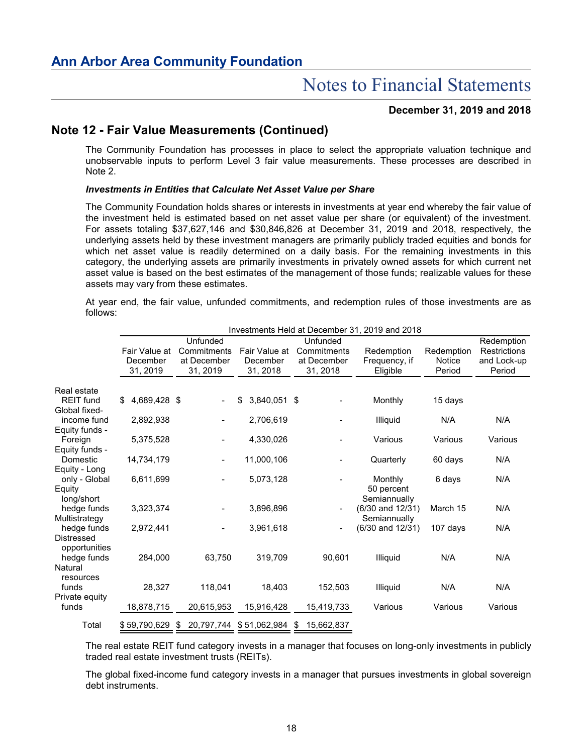## Note 12 - Fair Value Measurements (Continued)

The Community Foundation has processes in place to select the appropriate valuation technique and unobservable inputs to perform Level 3 fair value measurements. These processes are described in Note 2.

### *Investments in Entities that Calculate Net Asset Value per Share*

The Community Foundation holds shares or interests in investments at year end whereby the fair value of the investment held is estimated based on net asset value per share (or equivalent) of the investment. For assets totaling $37,627,146 and $30,846,826 at December 31, 2019 and 2018, respectively, the underlying assets held by these investment managers are primarily publicly traded equities and bonds for which net asset value is readily determined on a daily basis. For the remaining investments in this category, the underlying assets are primarily investments in privately owned assets for which current net asset value is based on the best estimates of the management of those funds; realizable values for these assets may vary from these estimates.

At year end, the fair value, unfunded commitments, and redemption rules of those investments are as follows:

| | Investments Held at December 31, 2019 and 2018 | | | | | | |
|---|---|---|---|---|---|---|---|
| | Fair Value at December 31, 2019 | Unfunded Commitments at December 31, 2019 | Fair Value at December 31, 2018 | Unfunded Commitments at December 31, 2018 | Redemption Frequency, if Eligible | Redemption Notice Period | Redemption Restrictions and Lock-up Period |
| Real estate REIT fund | $ 4,689,428 | $ - | $ 3,840,051 | $ - | Monthly | 15 days | |
| Global fixed-income fund | 2,892,938 | - | 2,706,619 | - | Illiquid | N/A | N/A |
| Equity funds - Foreign | 5,375,528 | - | 4,330,026 | - | Various | Various | Various |
| Equity funds - Domestic | 14,734,179 | - | 11,000,106 | - | Quarterly | 60 days | N/A |
| Equity - Long only - Global | 6,611,699 | - | 5,073,128 | - | Monthly | 6 days | N/A |
| Equity long/short hedge funds | 3,323,374 | - | 3,896,896 | - | 50 percent Semiannually (6/30 and 12/31) | March 15 | N/A |
| Multistrategy hedge funds | 2,972,441 | - | 3,961,618 | - | Semiannually (6/30 and 12/31) | 107 days | N/A |
| Distressed opportunities hedge funds | 284,000 | 63,750 | 319,709 | 90,601 | Illiquid | N/A | N/A |
| Natural resources funds | 28,327 | 118,041 | 18,403 | 152,503 | Illiquid | N/A | N/A |
| Private equity funds | 18,878,715 | 20,615,953 | 15,916,428 | 15,419,733 | Various | Various | Various |
| Total | $ 59,790,629 | $ 20,797,744 | $ 51,062,984 | $ 15,662,837 | | | |

The real estate REIT fund category invests in a manager that focuses on long-only investments in publicly traded real estate investment trusts (REITs).

The global fixed-income fund category invests in a manager that pursues investments in global sovereign debt instruments.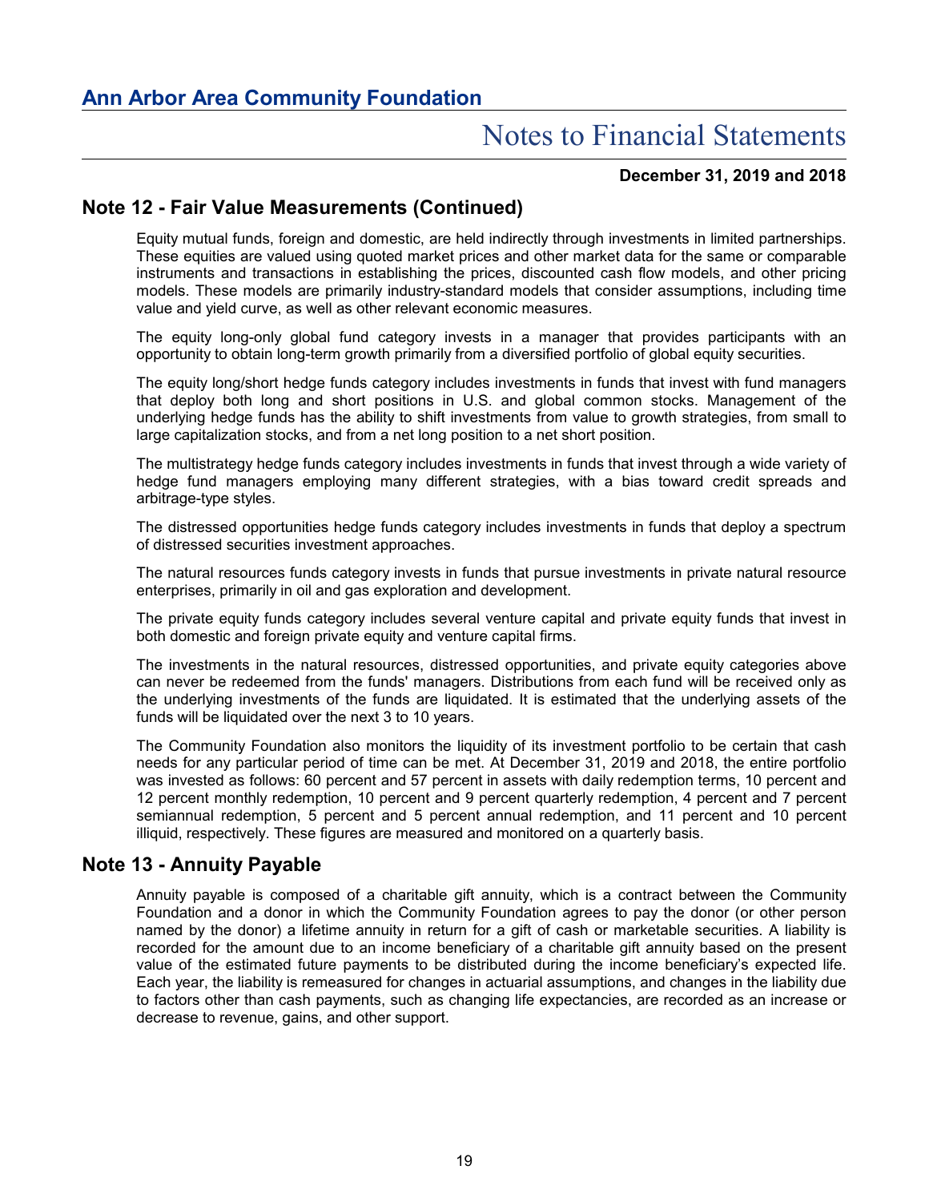## Note 12 - Fair Value Measurements (Continued)

Equity mutual funds, foreign and domestic, are held indirectly through investments in limited partnerships. These equities are valued using quoted market prices and other market data for the same or comparable instruments and transactions in establishing the prices, discounted cash flow models, and other pricing models. These models are primarily industry-standard models that consider assumptions, including time value and yield curve, as well as other relevant economic measures.

The equity long-only global fund category invests in a manager that provides participants with an opportunity to obtain long-term growth primarily from a diversified portfolio of global equity securities.

The equity long/short hedge funds category includes investments in funds that invest with fund managers that deploy both long and short positions in U.S. and global common stocks. Management of the underlying hedge funds has the ability to shift investments from value to growth strategies, from small to large capitalization stocks, and from a net long position to a net short position.

The multistrategy hedge funds category includes investments in funds that invest through a wide variety of hedge fund managers employing many different strategies, with a bias toward credit spreads and arbitrage-type styles.

The distressed opportunities hedge funds category includes investments in funds that deploy a spectrum of distressed securities investment approaches.

The natural resources funds category invests in funds that pursue investments in private natural resource enterprises, primarily in oil and gas exploration and development.

The private equity funds category includes several venture capital and private equity funds that invest in both domestic and foreign private equity and venture capital firms.

The investments in the natural resources, distressed opportunities, and private equity categories above can never be redeemed from the funds' managers. Distributions from each fund will be received only as the underlying investments of the funds are liquidated. It is estimated that the underlying assets of the funds will be liquidated over the next 3 to 10 years.

The Community Foundation also monitors the liquidity of its investment portfolio to be certain that cash needs for any particular period of time can be met. At December 31, 2019 and 2018, the entire portfolio was invested as follows: 60 percent and 57 percent in assets with daily redemption terms, 10 percent and 12 percent monthly redemption, 10 percent and 9 percent quarterly redemption, 4 percent and 7 percent semiannual redemption, 5 percent and 5 percent annual redemption, and 11 percent and 10 percent illiquid, respectively. These figures are measured and monitored on a quarterly basis.

## Note 13 - Annuity Payable

Annuity payable is composed of a charitable gift annuity, which is a contract between the Community Foundation and a donor in which the Community Foundation agrees to pay the donor (or other person named by the donor) a lifetime annuity in return for a gift of cash or marketable securities. A liability is recorded for the amount due to an income beneficiary of a charitable gift annuity based on the present value of the estimated future payments to be distributed during the income beneficiary's expected life. Each year, the liability is remeasured for changes in actuarial assumptions, and changes in the liability due to factors other than cash payments, such as changing life expectancies, are recorded as an increase or decrease to revenue, gains, and other support.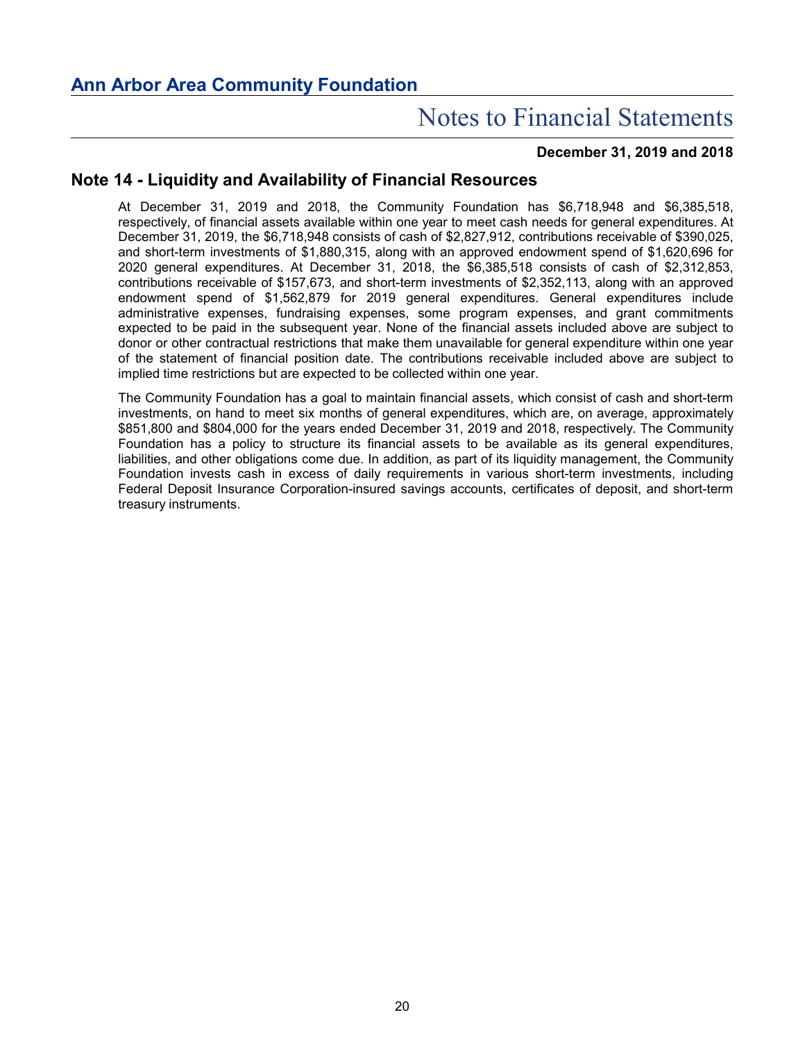## Note 14 - Liquidity and Availability of Financial Resources

At December 31, 2019 and 2018, the Community Foundation has $6,718,948 and $6,385,518, respectively, of financial assets available within one year to meet cash needs for general expenditures. At December 31, 2019, the $6,718,948 consists of cash of $2,827,912, contributions receivable of $390,025, and short-term investments of $1,880,315, along with an approved endowment spend of $1,620,696 for 2020 general expenditures. At December 31, 2018, the $6,385,518 consists of cash of $2,312,853, contributions receivable of $157,673, and short-term investments of $2,352,113, along with an approved endowment spend of $1,562,879 for 2019 general expenditures. General expenditures include administrative expenses, fundraising expenses, some program expenses, and grant commitments expected to be paid in the subsequent year. None of the financial assets included above are subject to donor or other contractual restrictions that make them unavailable for general expenditure within one year of the statement of financial position date. The contributions receivable included above are subject to implied time restrictions but are expected to be collected within one year.

The Community Foundation has a goal to maintain financial assets, which consist of cash and short-term investments, on hand to meet six months of general expenditures, which are, on average, approximately $851,800 and $804,000 for the years ended December 31, 2019 and 2018, respectively. The Community Foundation has a policy to structure its financial assets to be available as its general expenditures, liabilities, and other obligations come due. In addition, as part of its liquidity management, the Community Foundation invests cash in excess of daily requirements in various short-term investments, including Federal Deposit Insurance Corporation-insured savings accounts, certificates of deposit, and short-term treasury instruments.